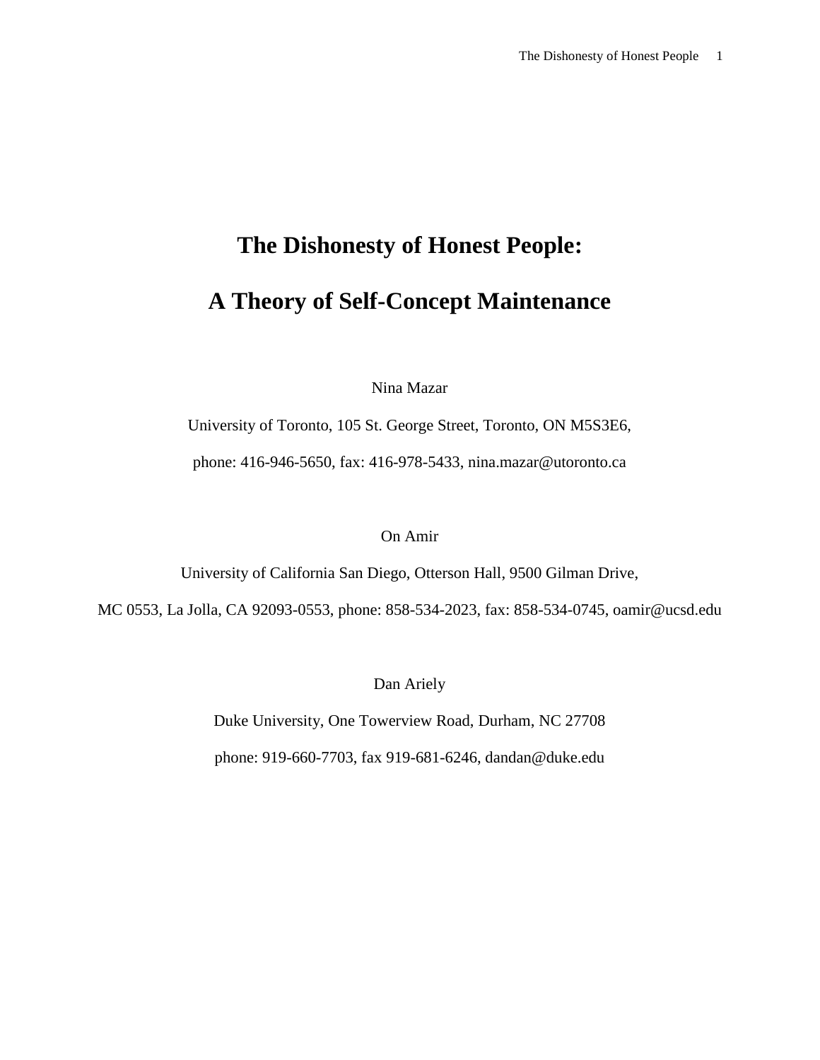# The Dishonesty of Honest People:

# A Theory of Self-Concept Maintenance

Nina Mazar

University of Toronto, 105 St. George Street, Toronto, ON M5S3E6,

phone: 416-946-5650, fax: 416-978-5433, nina.mazar@utoronto.ca

On Amir

University of California San Diego, Otterson Hall, 9500 Gilman Drive,

MC 0553, La Jolla, CA 92093-0553, phone: 858-534-2023, fax: 858-534-0745, oamir@ucsd.edu

Dan Ariely

Duke University, One Towerview Road, Durham, NC 27708

phone: 919-660-7703, fax 919-681-6246, dandan@duke.edu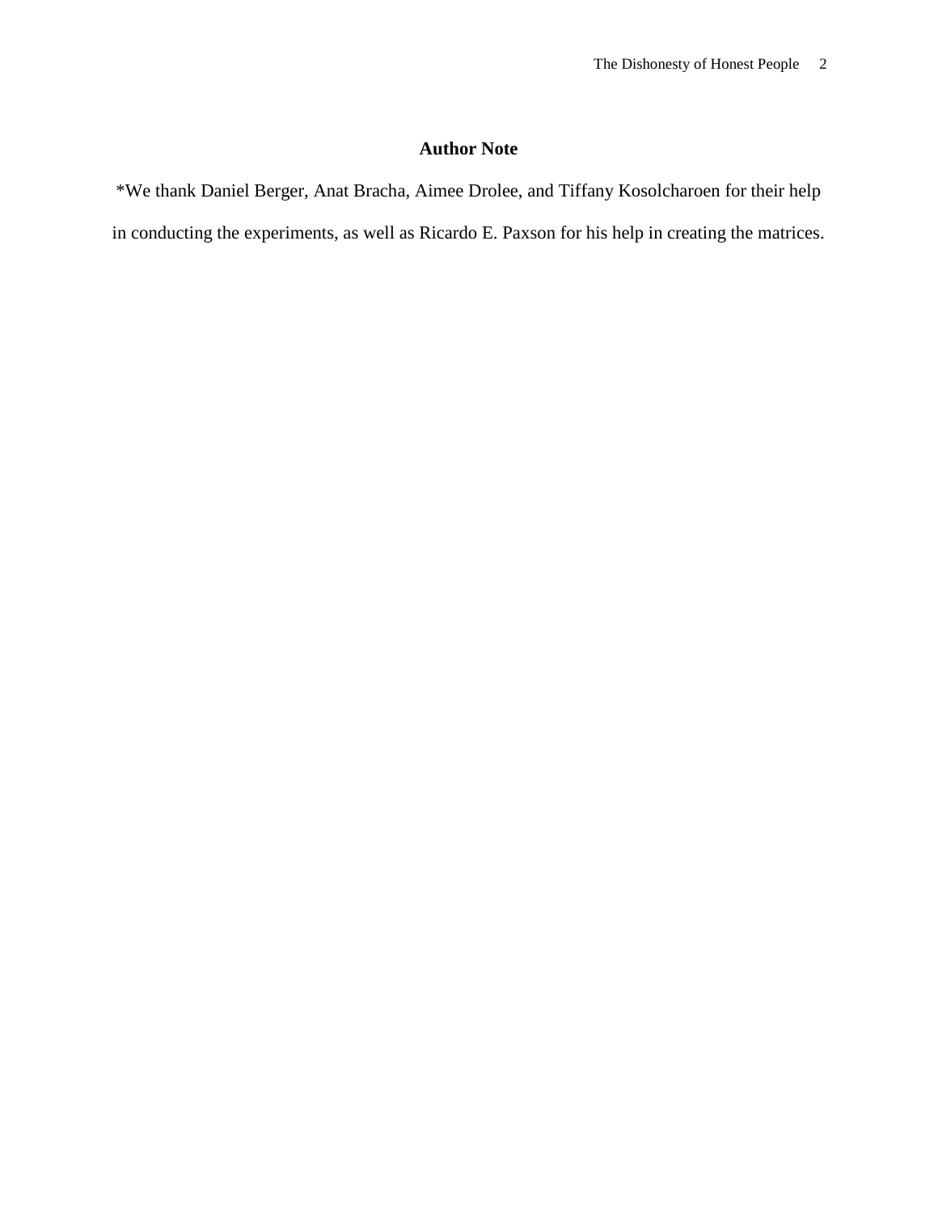## Author Note

*We thank Daniel Berger, Anat Bracha, Aimee Drolee, and Tiffany Kosolcharoen for their help in conducting the experiments, as well as Ricardo E. Paxson for his help in creating the matrices.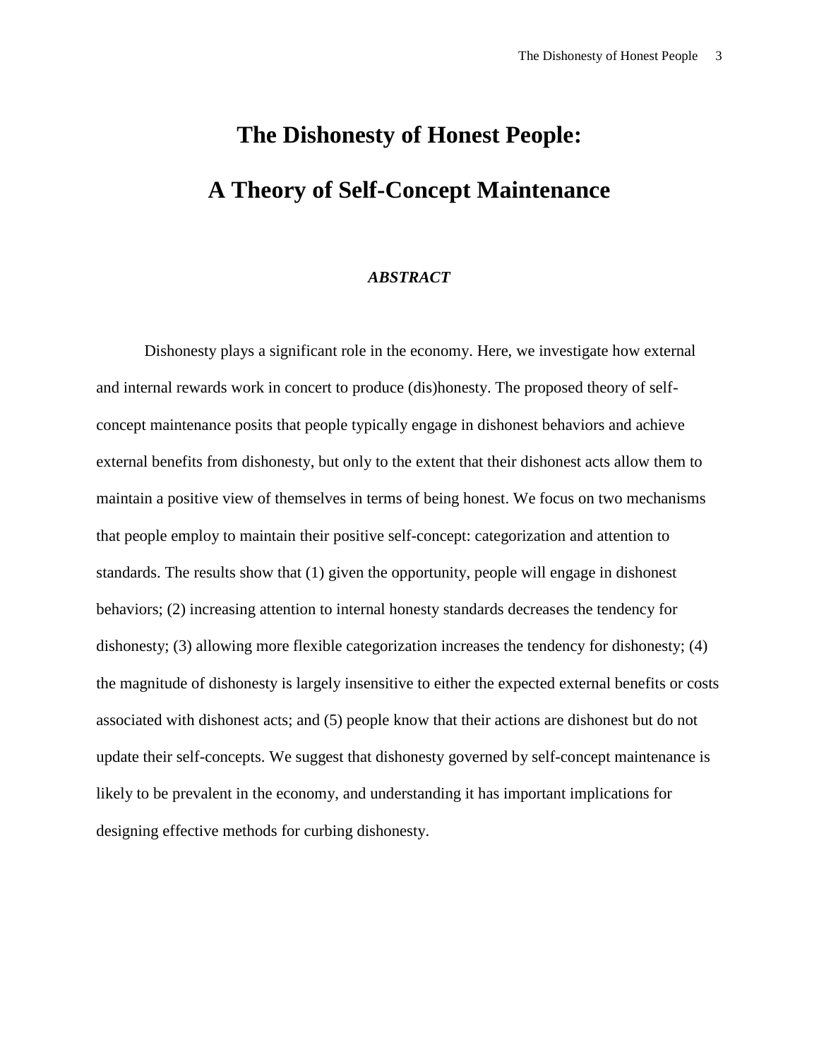# The Dishonesty of Honest People:

# A Theory of Self-Concept Maintenance

***ABSTRACT***

Dishonesty plays a significant role in the economy. Here, we investigate how external and internal rewards work in concert to produce (dis)honesty. The proposed theory of self-concept maintenance posits that people typically engage in dishonest behaviors and achieve external benefits from dishonesty, but only to the extent that their dishonest acts allow them to maintain a positive view of themselves in terms of being honest. We focus on two mechanisms that people employ to maintain their positive self-concept: categorization and attention to standards. The results show that (1) given the opportunity, people will engage in dishonest behaviors; (2) increasing attention to internal honesty standards decreases the tendency for dishonesty; (3) allowing more flexible categorization increases the tendency for dishonesty; (4) the magnitude of dishonesty is largely insensitive to either the expected external benefits or costs associated with dishonest acts; and (5) people know that their actions are dishonest but do not update their self-concepts. We suggest that dishonesty governed by self-concept maintenance is likely to be prevalent in the economy, and understanding it has important implications for designing effective methods for curbing dishonesty.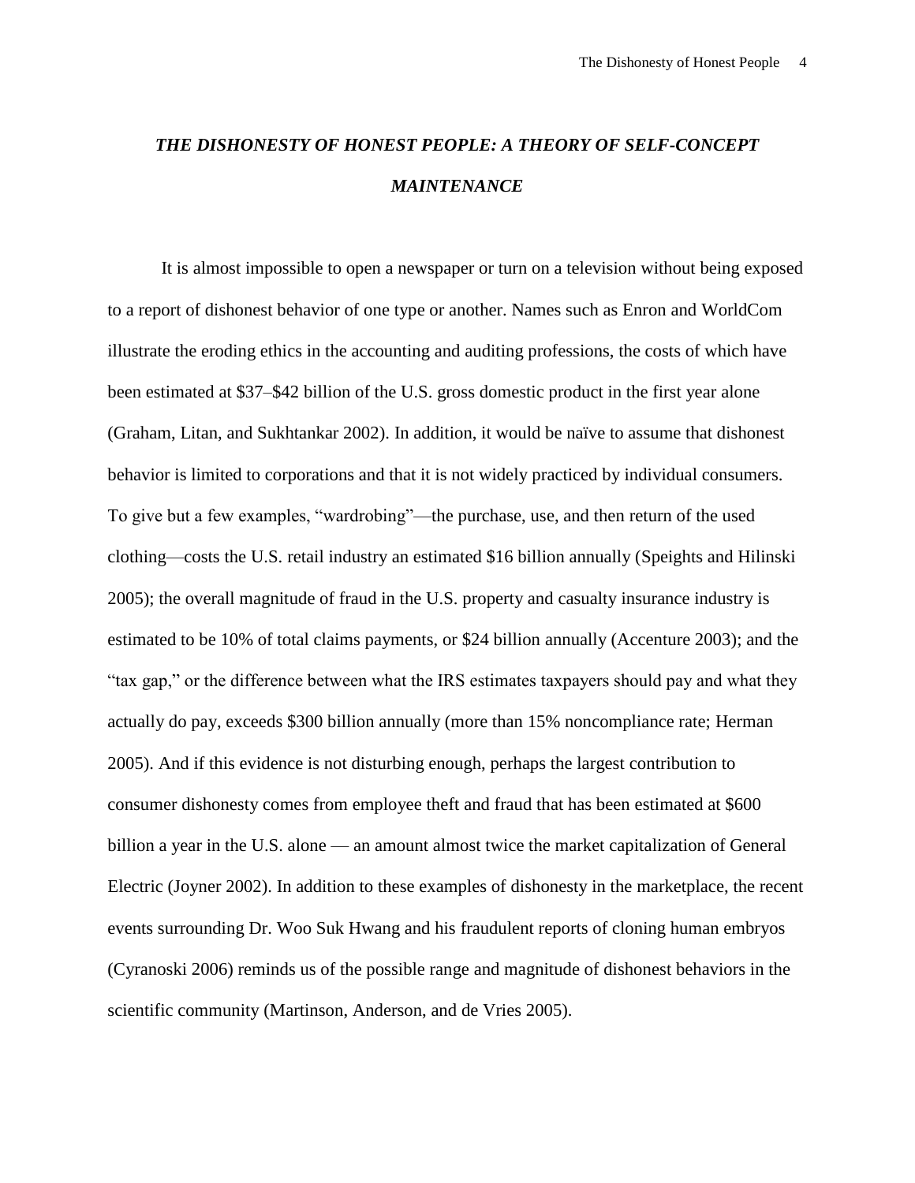# *THE DISHONESTY OF HONEST PEOPLE: A THEORY OF SELF-CONCEPT MAINTENANCE*

It is almost impossible to open a newspaper or turn on a television without being exposed to a report of dishonest behavior of one type or another. Names such as Enron and WorldCom illustrate the eroding ethics in the accounting and auditing professions, the costs of which have been estimated at \$37–\$42 billion of the U.S. gross domestic product in the first year alone (Graham, Litan, and Sukhtankar 2002). In addition, it would be naïve to assume that dishonest behavior is limited to corporations and that it is not widely practiced by individual consumers. To give but a few examples, "wardrobing"—the purchase, use, and then return of the used clothing—costs the U.S. retail industry an estimated \$16 billion annually (Speights and Hilinski 2005); the overall magnitude of fraud in the U.S. property and casualty insurance industry is estimated to be 10% of total claims payments, or \$24 billion annually (Accenture 2003); and the "tax gap," or the difference between what the IRS estimates taxpayers should pay and what they actually do pay, exceeds \$300 billion annually (more than 15% noncompliance rate; Herman 2005). And if this evidence is not disturbing enough, perhaps the largest contribution to consumer dishonesty comes from employee theft and fraud that has been estimated at \$600 billion a year in the U.S. alone — an amount almost twice the market capitalization of General Electric (Joyner 2002). In addition to these examples of dishonesty in the marketplace, the recent events surrounding Dr. Woo Suk Hwang and his fraudulent reports of cloning human embryos (Cyranoski 2006) reminds us of the possible range and magnitude of dishonest behaviors in the scientific community (Martinson, Anderson, and de Vries 2005).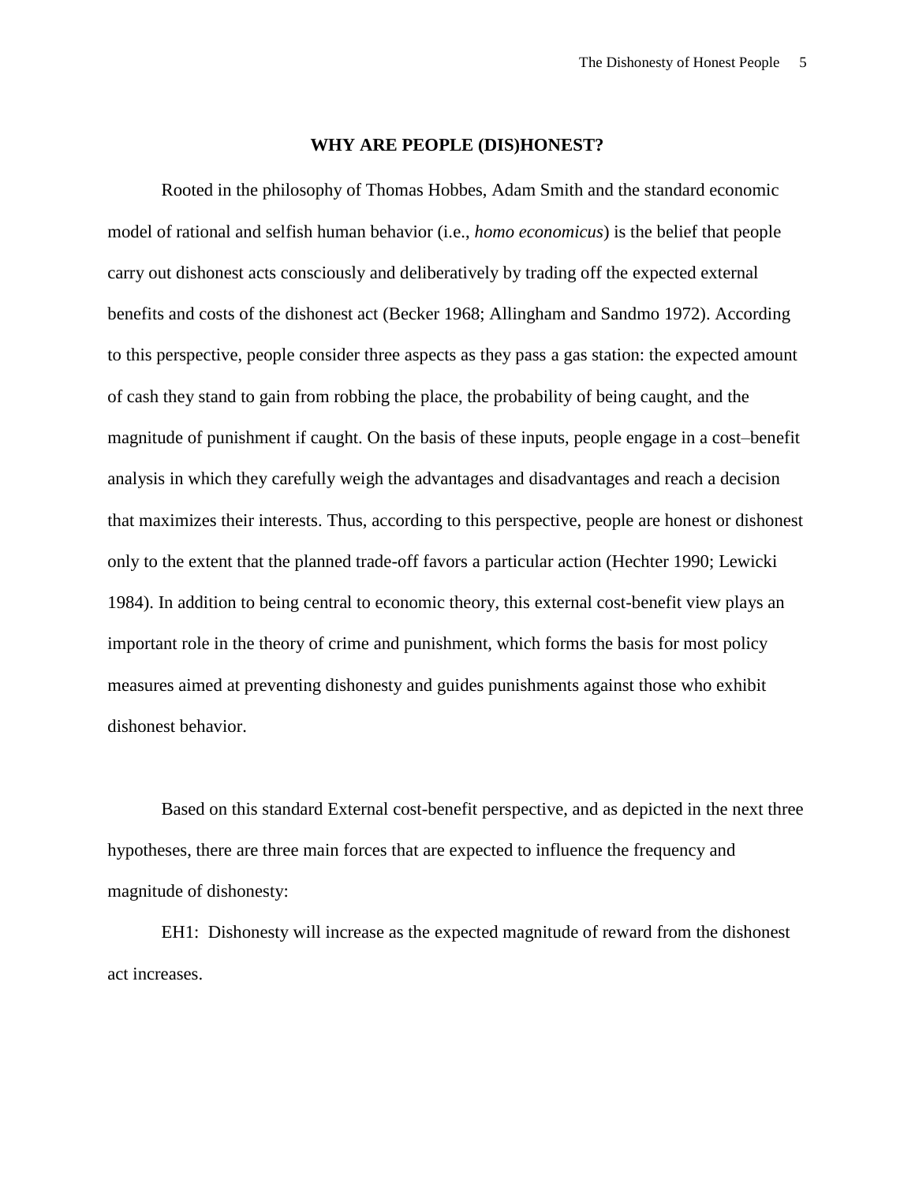## WHY ARE PEOPLE (DIS)HONEST?

Rooted in the philosophy of Thomas Hobbes, Adam Smith and the standard economic model of rational and selfish human behavior (i.e., *homo economicus*) is the belief that people carry out dishonest acts consciously and deliberatively by trading off the expected external benefits and costs of the dishonest act (Becker 1968; Allingham and Sandmo 1972). According to this perspective, people consider three aspects as they pass a gas station: the expected amount of cash they stand to gain from robbing the place, the probability of being caught, and the magnitude of punishment if caught. On the basis of these inputs, people engage in a cost–benefit analysis in which they carefully weigh the advantages and disadvantages and reach a decision that maximizes their interests. Thus, according to this perspective, people are honest or dishonest only to the extent that the planned trade-off favors a particular action (Hechter 1990; Lewicki 1984). In addition to being central to economic theory, this external cost-benefit view plays an important role in the theory of crime and punishment, which forms the basis for most policy measures aimed at preventing dishonesty and guides punishments against those who exhibit dishonest behavior.

Based on this standard External cost-benefit perspective, and as depicted in the next three hypotheses, there are three main forces that are expected to influence the frequency and magnitude of dishonesty:

EH1: Dishonesty will increase as the expected magnitude of reward from the dishonest act increases.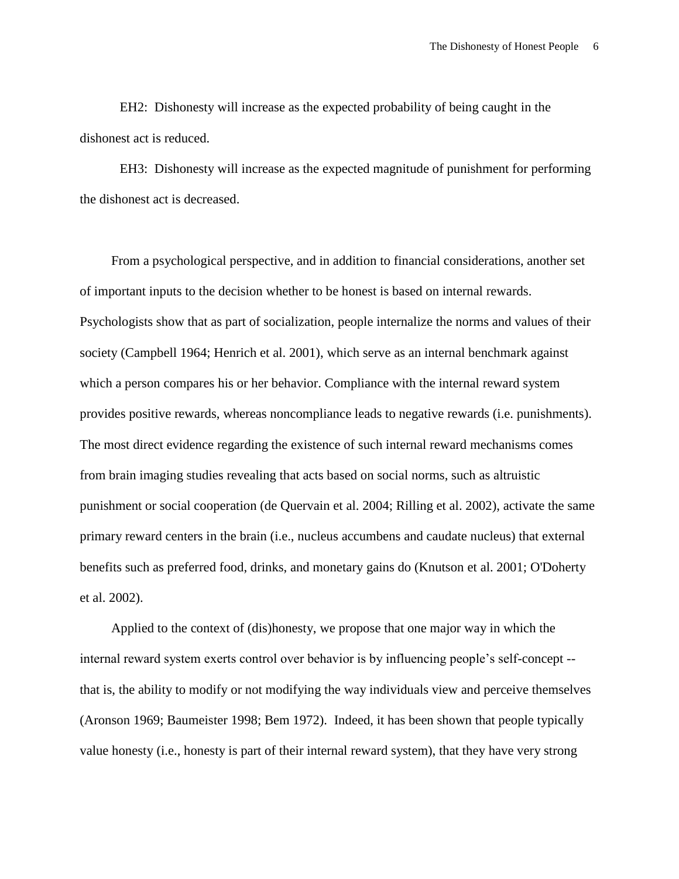EH2: Dishonesty will increase as the expected probability of being caught in the dishonest act is reduced.

EH3: Dishonesty will increase as the expected magnitude of punishment for performing the dishonest act is decreased.

From a psychological perspective, and in addition to financial considerations, another set of important inputs to the decision whether to be honest is based on internal rewards. Psychologists show that as part of socialization, people internalize the norms and values of their society (Campbell 1964; Henrich et al. 2001), which serve as an internal benchmark against which a person compares his or her behavior. Compliance with the internal reward system provides positive rewards, whereas noncompliance leads to negative rewards (i.e. punishments). The most direct evidence regarding the existence of such internal reward mechanisms comes from brain imaging studies revealing that acts based on social norms, such as altruistic punishment or social cooperation (de Quervain et al. 2004; Rilling et al. 2002), activate the same primary reward centers in the brain (i.e., nucleus accumbens and caudate nucleus) that external benefits such as preferred food, drinks, and monetary gains do (Knutson et al. 2001; O'Doherty et al. 2002).

Applied to the context of (dis)honesty, we propose that one major way in which the internal reward system exerts control over behavior is by influencing people's self-concept -- that is, the ability to modify or not modifying the way individuals view and perceive themselves (Aronson 1969; Baumeister 1998; Bem 1972). Indeed, it has been shown that people typically value honesty (i.e., honesty is part of their internal reward system), that they have very strong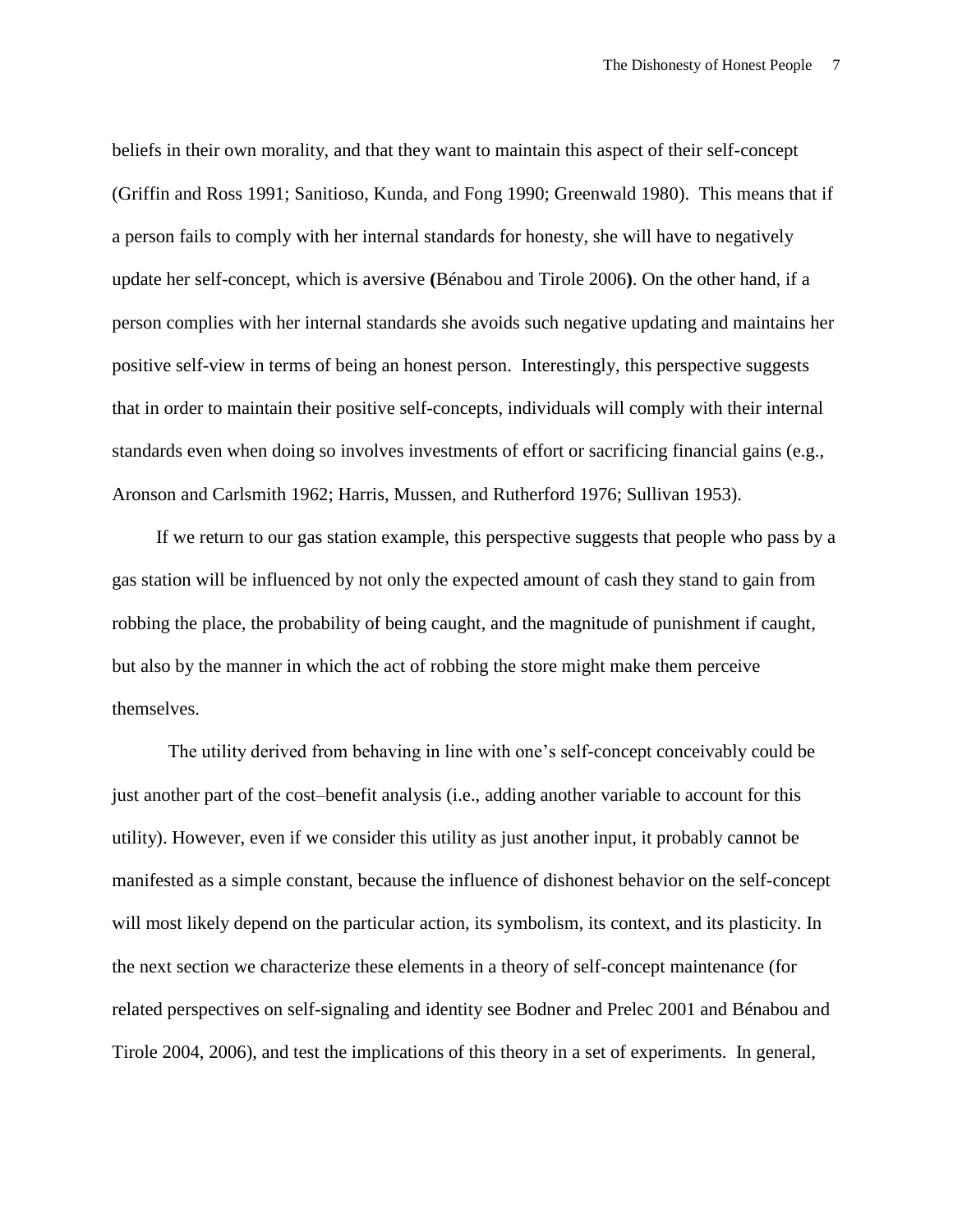beliefs in their own morality, and that they want to maintain this aspect of their self-concept (Griffin and Ross 1991; Sanitioso, Kunda, and Fong 1990; Greenwald 1980). This means that if a person fails to comply with her internal standards for honesty, she will have to negatively update her self-concept, which is aversive (Bénabou and Tirole 2006). On the other hand, if a person complies with her internal standards she avoids such negative updating and maintains her positive self-view in terms of being an honest person. Interestingly, this perspective suggests that in order to maintain their positive self-concepts, individuals will comply with their internal standards even when doing so involves investments of effort or sacrificing financial gains (e.g., Aronson and Carlsmith 1962; Harris, Mussen, and Rutherford 1976; Sullivan 1953).

If we return to our gas station example, this perspective suggests that people who pass by a gas station will be influenced by not only the expected amount of cash they stand to gain from robbing the place, the probability of being caught, and the magnitude of punishment if caught, but also by the manner in which the act of robbing the store might make them perceive themselves.

The utility derived from behaving in line with one's self-concept conceivably could be just another part of the cost–benefit analysis (i.e., adding another variable to account for this utility). However, even if we consider this utility as just another input, it probably cannot be manifested as a simple constant, because the influence of dishonest behavior on the self-concept will most likely depend on the particular action, its symbolism, its context, and its plasticity. In the next section we characterize these elements in a theory of self-concept maintenance (for related perspectives on self-signaling and identity see Bodner and Prelec 2001 and Bénabou and Tirole 2004, 2006), and test the implications of this theory in a set of experiments. In general,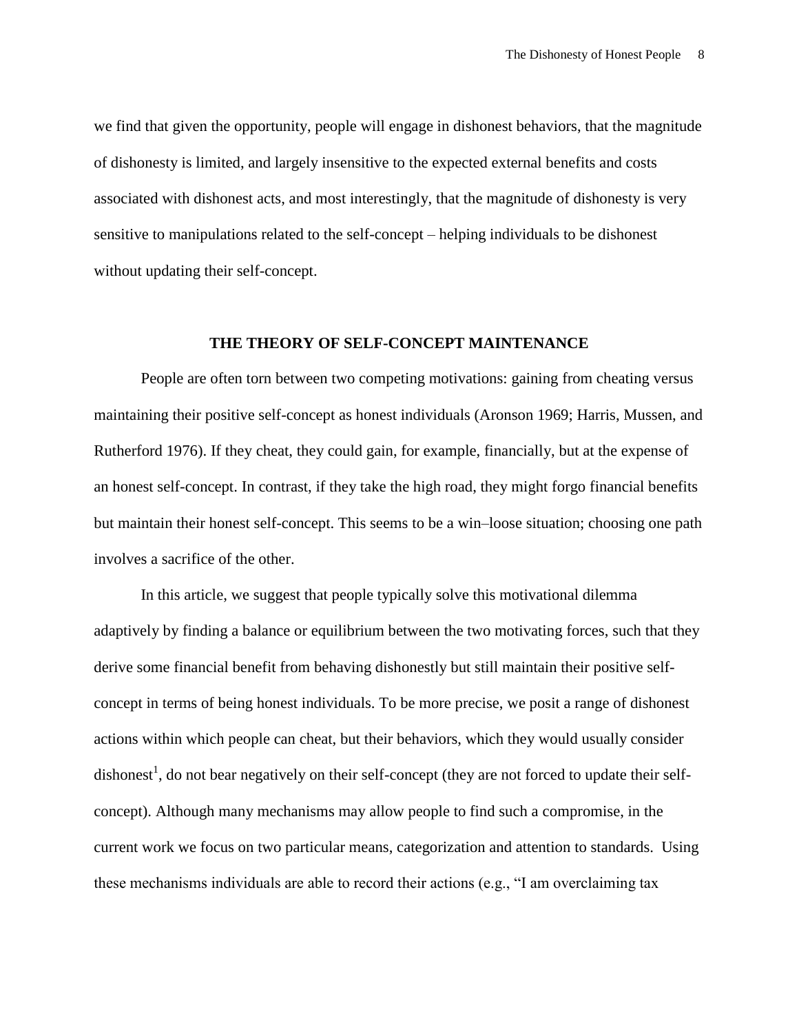we find that given the opportunity, people will engage in dishonest behaviors, that the magnitude of dishonesty is limited, and largely insensitive to the expected external benefits and costs associated with dishonest acts, and most interestingly, that the magnitude of dishonesty is very sensitive to manipulations related to the self-concept – helping individuals to be dishonest without updating their self-concept.

## THE THEORY OF SELF-CONCEPT MAINTENANCE

People are often torn between two competing motivations: gaining from cheating versus maintaining their positive self-concept as honest individuals (Aronson 1969; Harris, Mussen, and Rutherford 1976). If they cheat, they could gain, for example, financially, but at the expense of an honest self-concept. In contrast, if they take the high road, they might forgo financial benefits but maintain their honest self-concept. This seems to be a win–loose situation; choosing one path involves a sacrifice of the other.

In this article, we suggest that people typically solve this motivational dilemma adaptively by finding a balance or equilibrium between the two motivating forces, such that they derive some financial benefit from behaving dishonestly but still maintain their positive self-concept in terms of being honest individuals. To be more precise, we posit a range of dishonest actions within which people can cheat, but their behaviors, which they would usually consider dishonest[1], do not bear negatively on their self-concept (they are not forced to update their self-concept). Although many mechanisms may allow people to find such a compromise, in the current work we focus on two particular means, categorization and attention to standards. Using these mechanisms individuals are able to record their actions (e.g., "I am overclaiming tax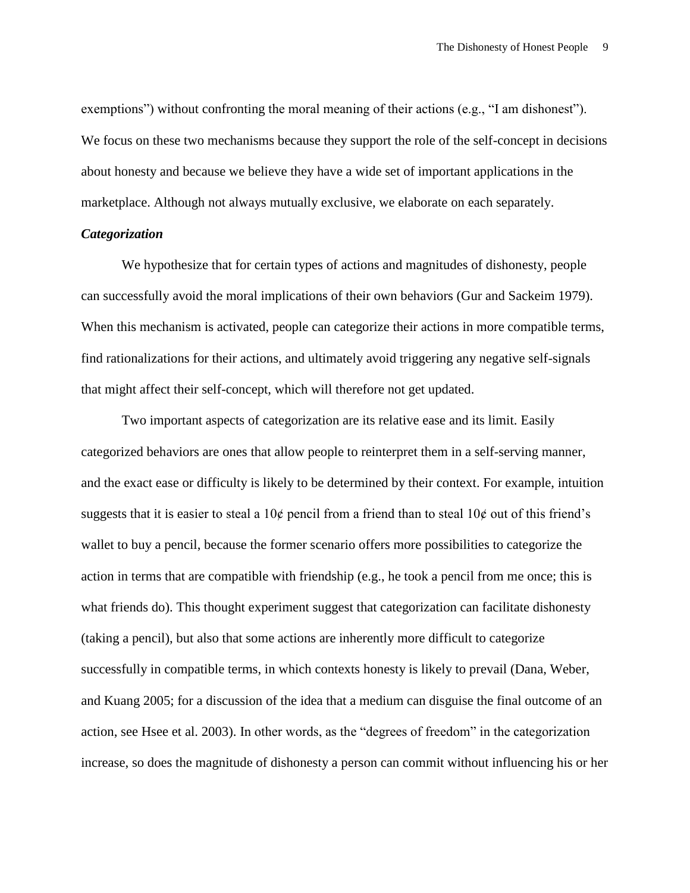exemptions") without confronting the moral meaning of their actions (e.g., "I am dishonest"). We focus on these two mechanisms because they support the role of the self-concept in decisions about honesty and because we believe they have a wide set of important applications in the marketplace. Although not always mutually exclusive, we elaborate on each separately.

### *Categorization*

We hypothesize that for certain types of actions and magnitudes of dishonesty, people can successfully avoid the moral implications of their own behaviors (Gur and Sackeim 1979). When this mechanism is activated, people can categorize their actions in more compatible terms, find rationalizations for their actions, and ultimately avoid triggering any negative self-signals that might affect their self-concept, which will therefore not get updated.

Two important aspects of categorization are its relative ease and its limit. Easily categorized behaviors are ones that allow people to reinterpret them in a self-serving manner, and the exact ease or difficulty is likely to be determined by their context. For example, intuition suggests that it is easier to steal a 10¢ pencil from a friend than to steal 10¢ out of this friend's wallet to buy a pencil, because the former scenario offers more possibilities to categorize the action in terms that are compatible with friendship (e.g., he took a pencil from me once; this is what friends do). This thought experiment suggest that categorization can facilitate dishonesty (taking a pencil), but also that some actions are inherently more difficult to categorize successfully in compatible terms, in which contexts honesty is likely to prevail (Dana, Weber, and Kuang 2005; for a discussion of the idea that a medium can disguise the final outcome of an action, see Hsee et al. 2003). In other words, as the "degrees of freedom" in the categorization increase, so does the magnitude of dishonesty a person can commit without influencing his or her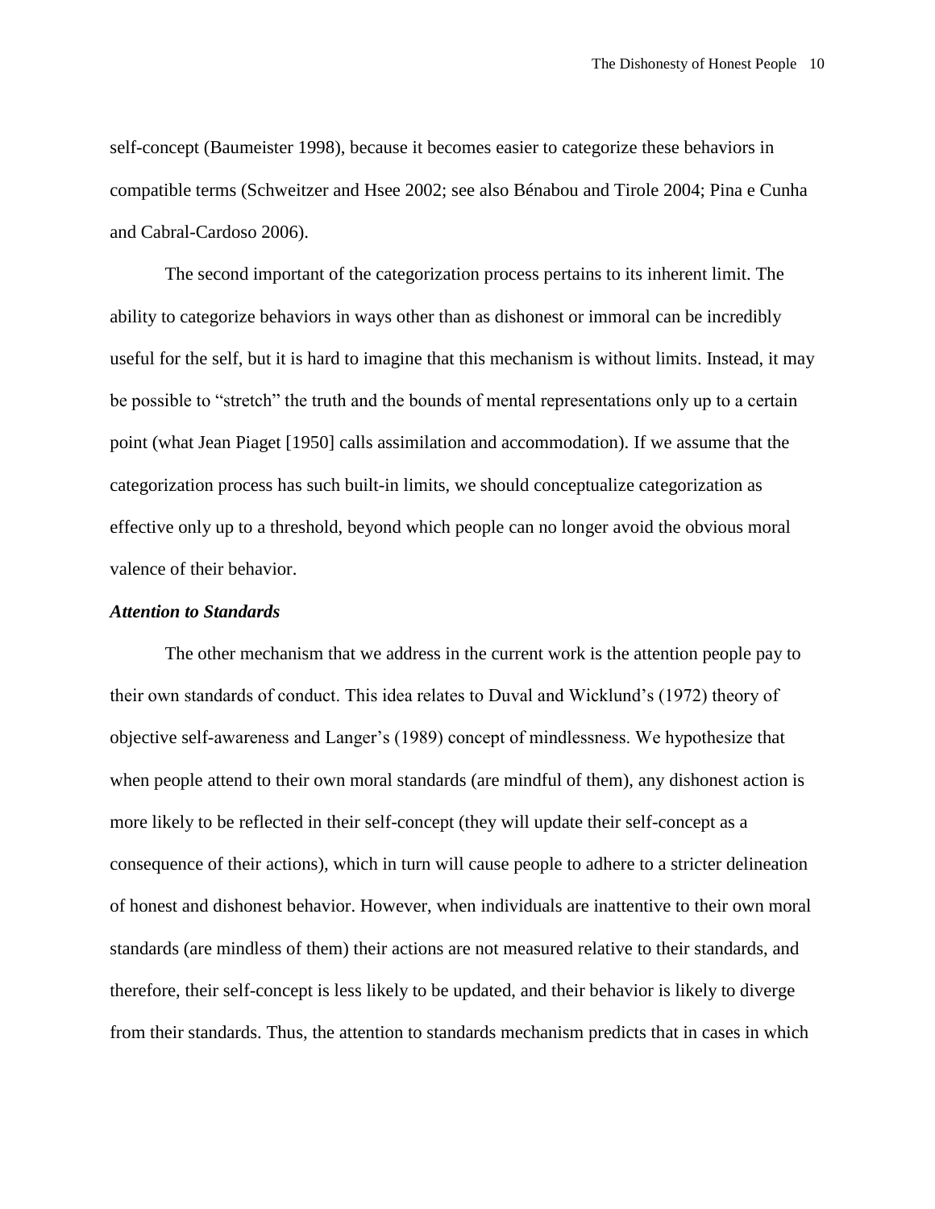self-concept (Baumeister 1998), because it becomes easier to categorize these behaviors in compatible terms (Schweitzer and Hsee 2002; see also Bénabou and Tirole 2004; Pina e Cunha and Cabral-Cardoso 2006).

The second important of the categorization process pertains to its inherent limit. The ability to categorize behaviors in ways other than as dishonest or immoral can be incredibly useful for the self, but it is hard to imagine that this mechanism is without limits. Instead, it may be possible to "stretch" the truth and the bounds of mental representations only up to a certain point (what Jean Piaget [1950] calls assimilation and accommodation). If we assume that the categorization process has such built-in limits, we should conceptualize categorization as effective only up to a threshold, beyond which people can no longer avoid the obvious moral valence of their behavior.

***Attention to Standards***

The other mechanism that we address in the current work is the attention people pay to their own standards of conduct. This idea relates to Duval and Wicklund's (1972) theory of objective self-awareness and Langer's (1989) concept of mindlessness. We hypothesize that when people attend to their own moral standards (are mindful of them), any dishonest action is more likely to be reflected in their self-concept (they will update their self-concept as a consequence of their actions), which in turn will cause people to adhere to a stricter delineation of honest and dishonest behavior. However, when individuals are inattentive to their own moral standards (are mindless of them) their actions are not measured relative to their standards, and therefore, their self-concept is less likely to be updated, and their behavior is likely to diverge from their standards. Thus, the attention to standards mechanism predicts that in cases in which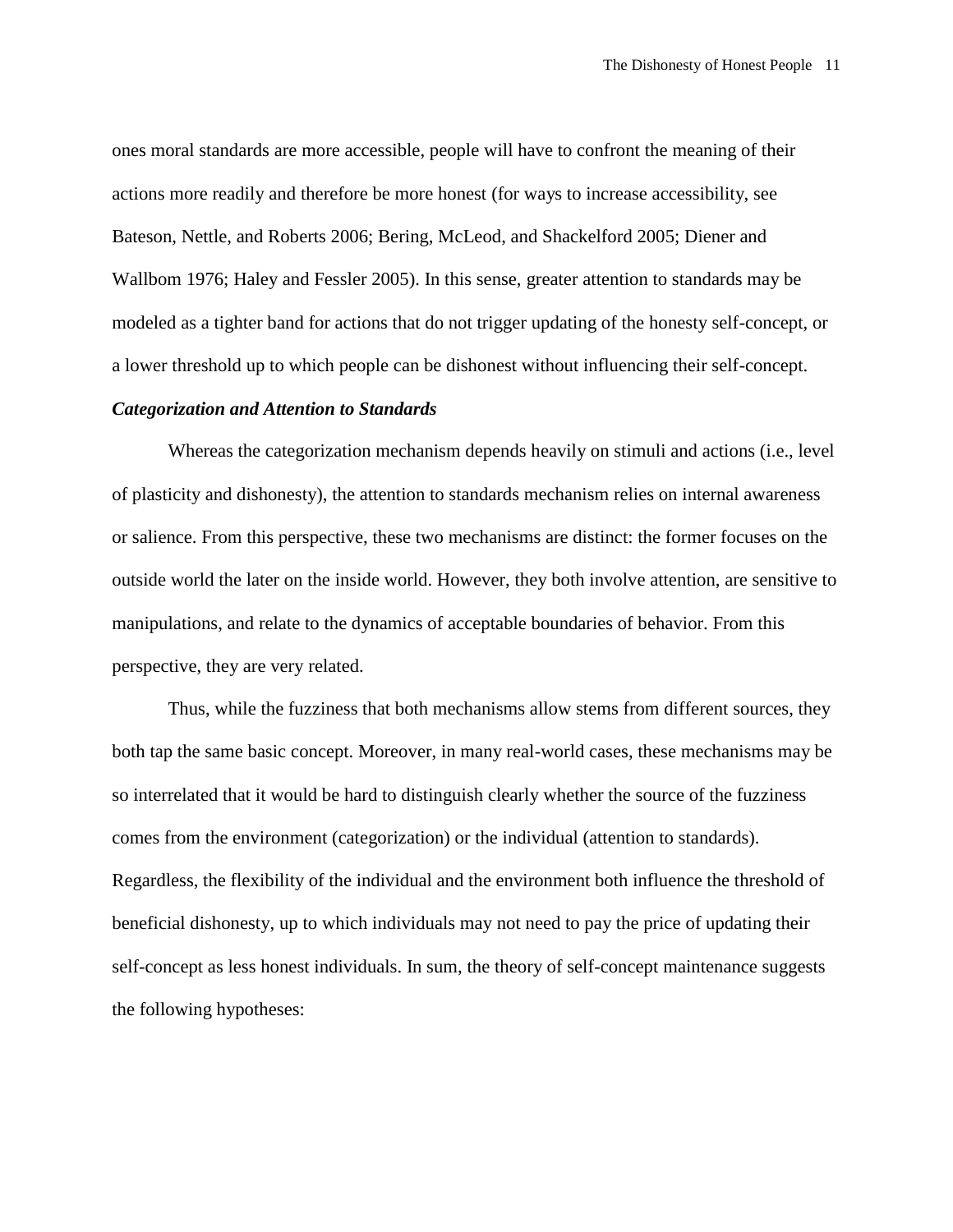ones moral standards are more accessible, people will have to confront the meaning of their actions more readily and therefore be more honest (for ways to increase accessibility, see Bateson, Nettle, and Roberts 2006; Bering, McLeod, and Shackelford 2005; Diener and Wallbom 1976; Haley and Fessler 2005). In this sense, greater attention to standards may be modeled as a tighter band for actions that do not trigger updating of the honesty self-concept, or a lower threshold up to which people can be dishonest without influencing their self-concept.

### *Categorization and Attention to Standards*

Whereas the categorization mechanism depends heavily on stimuli and actions (i.e., level of plasticity and dishonesty), the attention to standards mechanism relies on internal awareness or salience. From this perspective, these two mechanisms are distinct: the former focuses on the outside world the later on the inside world. However, they both involve attention, are sensitive to manipulations, and relate to the dynamics of acceptable boundaries of behavior. From this perspective, they are very related.

Thus, while the fuzziness that both mechanisms allow stems from different sources, they both tap the same basic concept. Moreover, in many real-world cases, these mechanisms may be so interrelated that it would be hard to distinguish clearly whether the source of the fuzziness comes from the environment (categorization) or the individual (attention to standards). Regardless, the flexibility of the individual and the environment both influence the threshold of beneficial dishonesty, up to which individuals may not need to pay the price of updating their self-concept as less honest individuals. In sum, the theory of self-concept maintenance suggests the following hypotheses: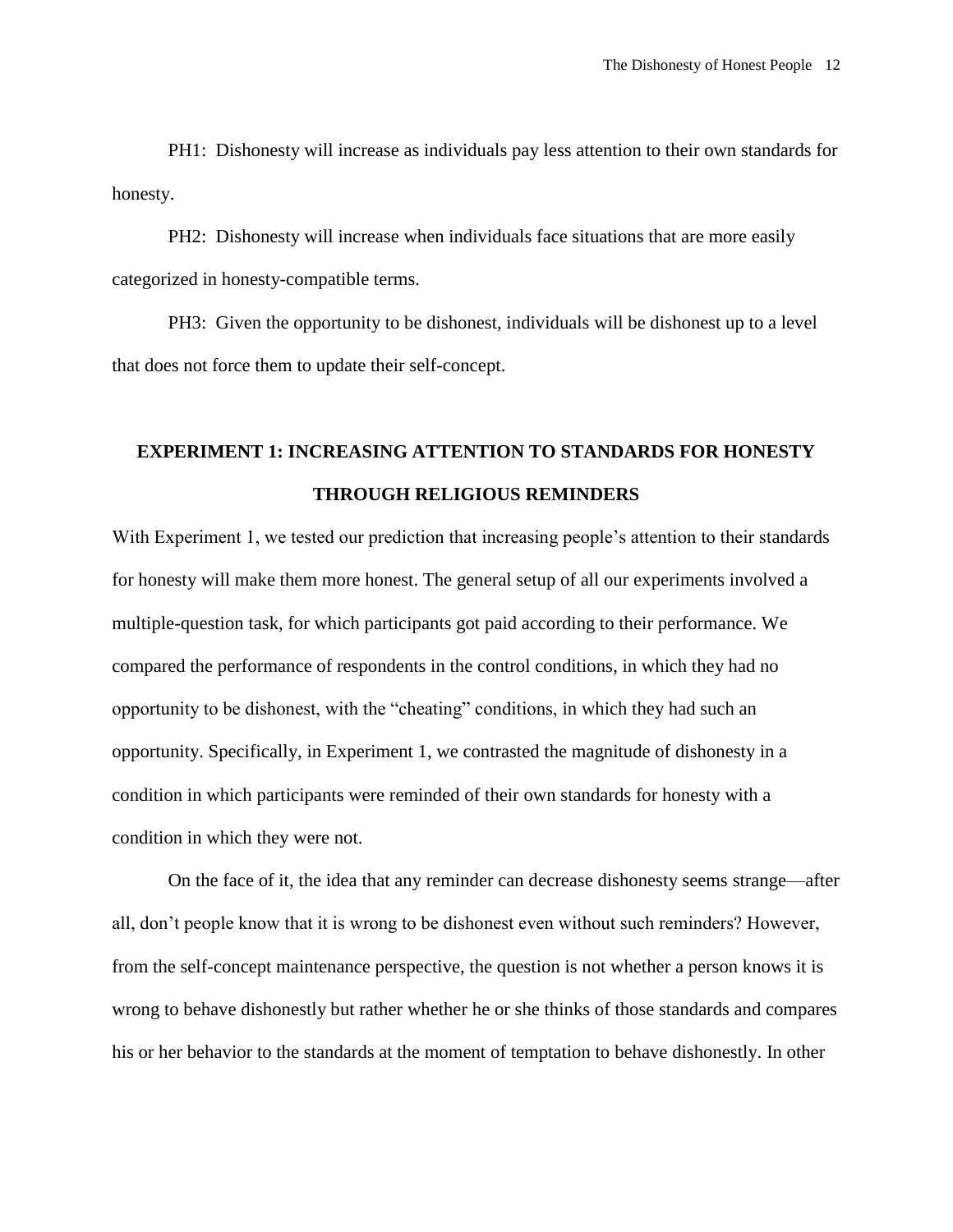PH1: Dishonesty will increase as individuals pay less attention to their own standards for honesty.

PH2: Dishonesty will increase when individuals face situations that are more easily categorized in honesty-compatible terms.

PH3: Given the opportunity to be dishonest, individuals will be dishonest up to a level that does not force them to update their self-concept.

## EXPERIMENT 1: INCREASING ATTENTION TO STANDARDS FOR HONESTY THROUGH RELIGIOUS REMINDERS

With Experiment 1, we tested our prediction that increasing people's attention to their standards for honesty will make them more honest. The general setup of all our experiments involved a multiple-question task, for which participants got paid according to their performance. We compared the performance of respondents in the control conditions, in which they had no opportunity to be dishonest, with the "cheating" conditions, in which they had such an opportunity. Specifically, in Experiment 1, we contrasted the magnitude of dishonesty in a condition in which participants were reminded of their own standards for honesty with a condition in which they were not.

On the face of it, the idea that any reminder can decrease dishonesty seems strange—after all, don't people know that it is wrong to be dishonest even without such reminders? However, from the self-concept maintenance perspective, the question is not whether a person knows it is wrong to behave dishonestly but rather whether he or she thinks of those standards and compares his or her behavior to the standards at the moment of temptation to behave dishonestly. In other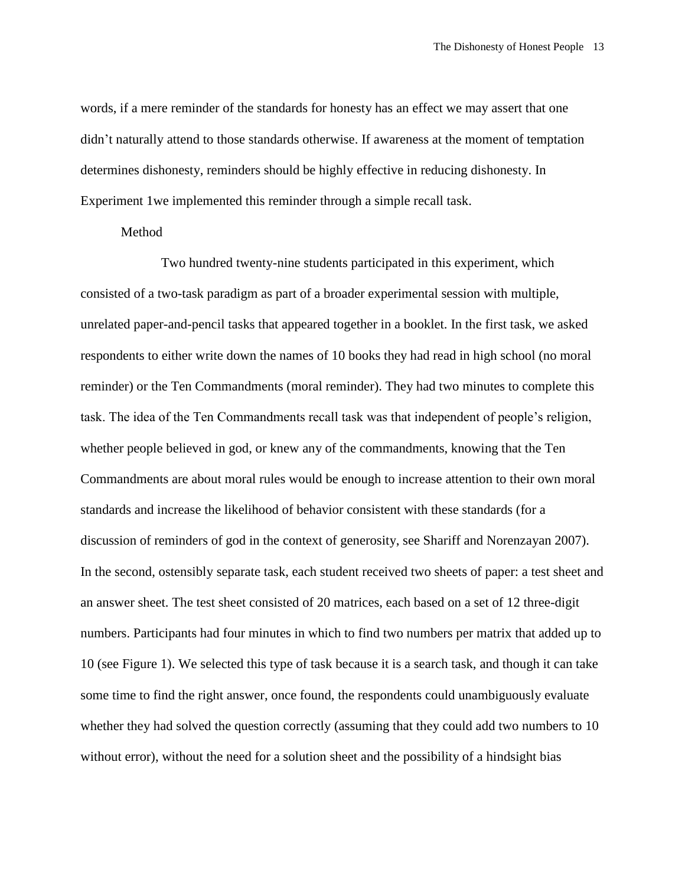words, if a mere reminder of the standards for honesty has an effect we may assert that one didn't naturally attend to those standards otherwise. If awareness at the moment of temptation determines dishonesty, reminders should be highly effective in reducing dishonesty. In Experiment 1we implemented this reminder through a simple recall task.

Method

Two hundred twenty-nine students participated in this experiment, which consisted of a two-task paradigm as part of a broader experimental session with multiple, unrelated paper-and-pencil tasks that appeared together in a booklet. In the first task, we asked respondents to either write down the names of 10 books they had read in high school (no moral reminder) or the Ten Commandments (moral reminder). They had two minutes to complete this task. The idea of the Ten Commandments recall task was that independent of people's religion, whether people believed in god, or knew any of the commandments, knowing that the Ten Commandments are about moral rules would be enough to increase attention to their own moral standards and increase the likelihood of behavior consistent with these standards (for a discussion of reminders of god in the context of generosity, see Shariff and Norenzayan 2007). In the second, ostensibly separate task, each student received two sheets of paper: a test sheet and an answer sheet. The test sheet consisted of 20 matrices, each based on a set of 12 three-digit numbers. Participants had four minutes in which to find two numbers per matrix that added up to 10 (see Figure 1). We selected this type of task because it is a search task, and though it can take some time to find the right answer, once found, the respondents could unambiguously evaluate whether they had solved the question correctly (assuming that they could add two numbers to 10 without error), without the need for a solution sheet and the possibility of a hindsight bias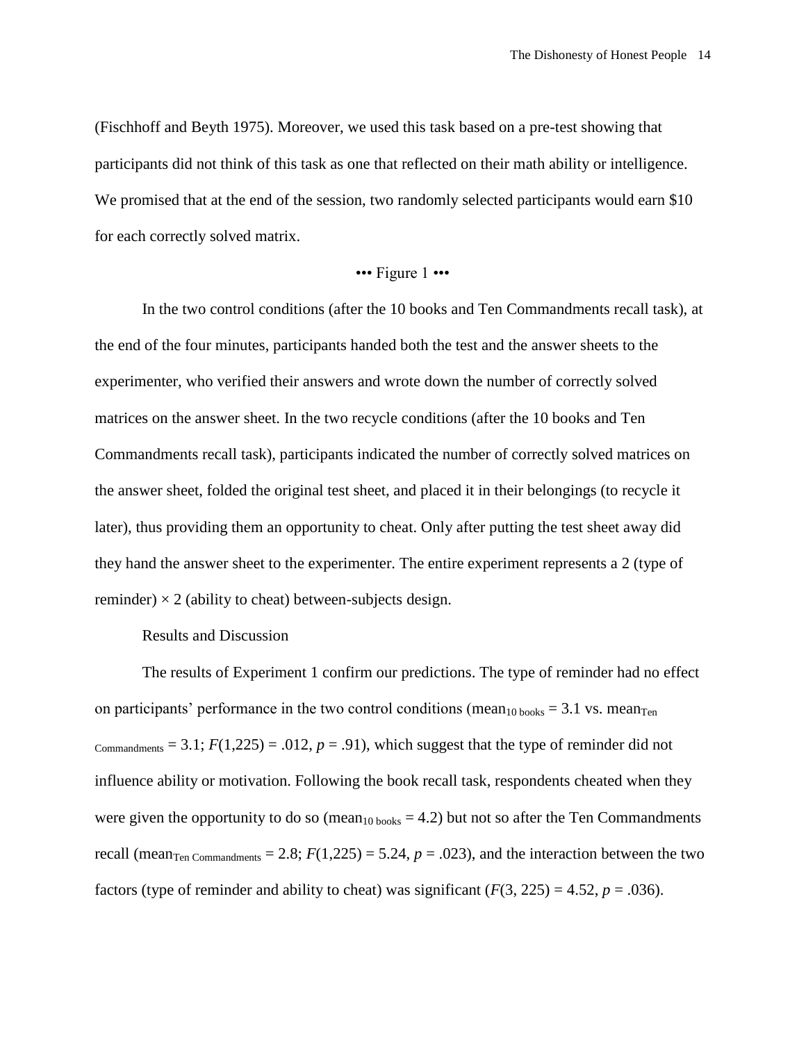(Fischhoff and Beyth 1975). Moreover, we used this task based on a pre-test showing that participants did not think of this task as one that reflected on their math ability or intelligence. We promised that at the end of the session, two randomly selected participants would earn $10 for each correctly solved matrix.

••• Figure 1 •••

In the two control conditions (after the 10 books and Ten Commandments recall task), at the end of the four minutes, participants handed both the test and the answer sheets to the experimenter, who verified their answers and wrote down the number of correctly solved matrices on the answer sheet. In the two recycle conditions (after the 10 books and Ten Commandments recall task), participants indicated the number of correctly solved matrices on the answer sheet, folded the original test sheet, and placed it in their belongings (to recycle it later), thus providing them an opportunity to cheat. Only after putting the test sheet away did they hand the answer sheet to the experimenter. The entire experiment represents a 2 (type of reminder) × 2 (ability to cheat) between-subjects design.

Results and Discussion

The results of Experiment 1 confirm our predictions. The type of reminder had no effect on participants' performance in the two control conditions ($\text{mean}_{10\text{ books}} = 3.1$ vs. $\text{mean}_{\text{Ten Commandments}} = 3.1$; $F(1,225) = .012$, $p = .91$), which suggest that the type of reminder did not influence ability or motivation. Following the book recall task, respondents cheated when they were given the opportunity to do so ($\text{mean}_{10\text{ books}} = 4.2$) but not so after the Ten Commandments recall ($\text{mean}_{\text{Ten Commandments}} = 2.8$; $F(1,225) = 5.24$, $p = .023$), and the interaction between the two factors (type of reminder and ability to cheat) was significant ($F(3, 225) = 4.52$, $p = .036$).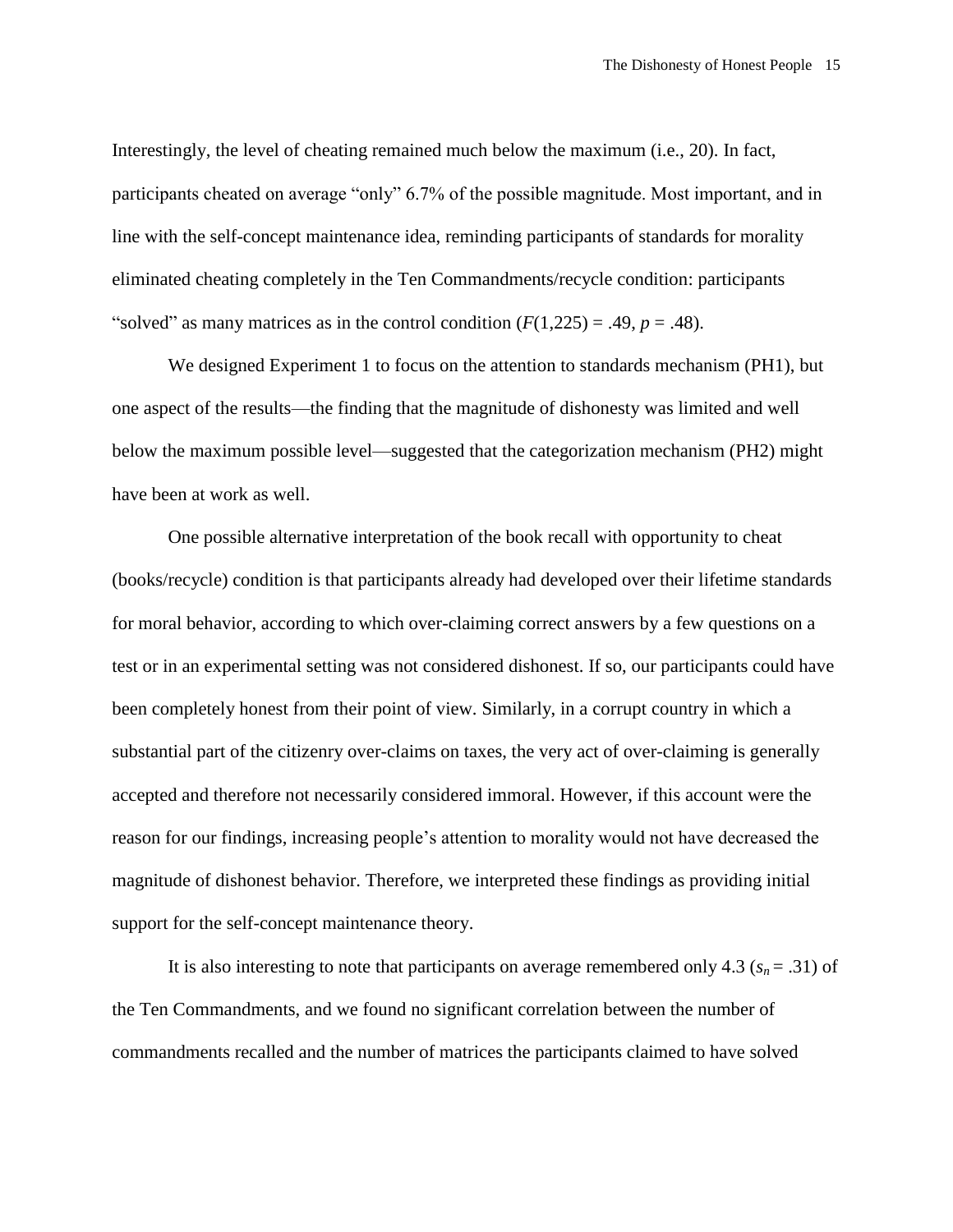Interestingly, the level of cheating remained much below the maximum (i.e., 20). In fact, participants cheated on average “only” 6.7% of the possible magnitude. Most important, and in line with the self-concept maintenance idea, reminding participants of standards for morality eliminated cheating completely in the Ten Commandments/recycle condition: participants “solved” as many matrices as in the control condition ($F(1,225) = .49$, $p = .48$).

We designed Experiment 1 to focus on the attention to standards mechanism (PH1), but one aspect of the results—the finding that the magnitude of dishonesty was limited and well below the maximum possible level—suggested that the categorization mechanism (PH2) might have been at work as well.

One possible alternative interpretation of the book recall with opportunity to cheat (books/recycle) condition is that participants already had developed over their lifetime standards for moral behavior, according to which over-claiming correct answers by a few questions on a test or in an experimental setting was not considered dishonest. If so, our participants could have been completely honest from their point of view. Similarly, in a corrupt country in which a substantial part of the citizenry over-claims on taxes, the very act of over-claiming is generally accepted and therefore not necessarily considered immoral. However, if this account were the reason for our findings, increasing people’s attention to morality would not have decreased the magnitude of dishonest behavior. Therefore, we interpreted these findings as providing initial support for the self-concept maintenance theory.

It is also interesting to note that participants on average remembered only 4.3 ($s_n = .31$) of the Ten Commandments, and we found no significant correlation between the number of commandments recalled and the number of matrices the participants claimed to have solved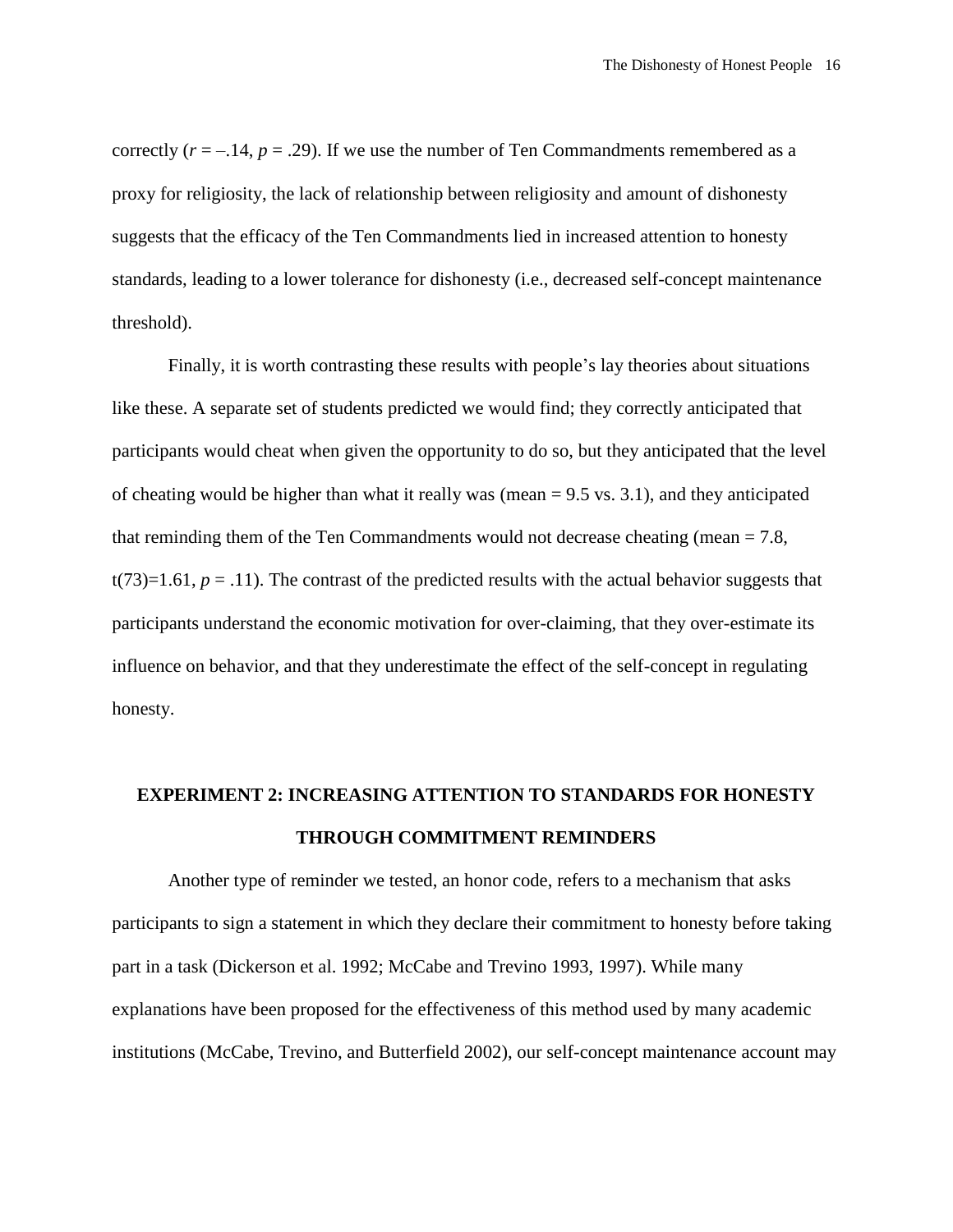correctly ($r = -.14$, $p = .29$). If we use the number of Ten Commandments remembered as a proxy for religiosity, the lack of relationship between religiosity and amount of dishonesty suggests that the efficacy of the Ten Commandments lied in increased attention to honesty standards, leading to a lower tolerance for dishonesty (i.e., decreased self-concept maintenance threshold).

Finally, it is worth contrasting these results with people's lay theories about situations like these. A separate set of students predicted we would find; they correctly anticipated that participants would cheat when given the opportunity to do so, but they anticipated that the level of cheating would be higher than what it really was (mean = 9.5 vs. 3.1), and they anticipated that reminding them of the Ten Commandments would not decrease cheating (mean = 7.8, $t(73)=1.61$, $p = .11$). The contrast of the predicted results with the actual behavior suggests that participants understand the economic motivation for over-claiming, that they over-estimate its influence on behavior, and that they underestimate the effect of the self-concept in regulating honesty.

## EXPERIMENT 2: INCREASING ATTENTION TO STANDARDS FOR HONESTY THROUGH COMMITMENT REMINDERS

Another type of reminder we tested, an honor code, refers to a mechanism that asks participants to sign a statement in which they declare their commitment to honesty before taking part in a task (Dickerson et al. 1992; McCabe and Trevino 1993, 1997). While many explanations have been proposed for the effectiveness of this method used by many academic institutions (McCabe, Trevino, and Butterfield 2002), our self-concept maintenance account may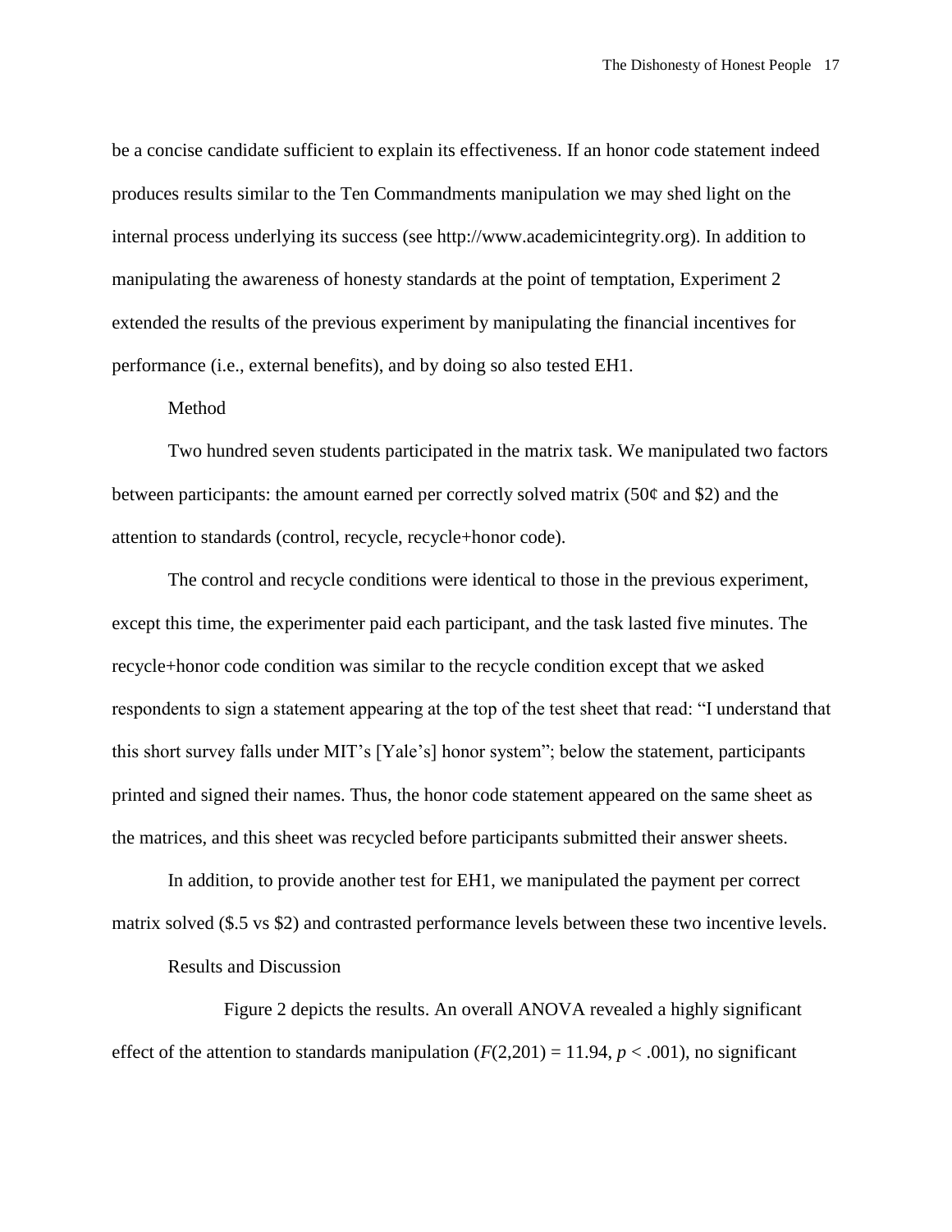be a concise candidate sufficient to explain its effectiveness. If an honor code statement indeed produces results similar to the Ten Commandments manipulation we may shed light on the internal process underlying its success (see http://www.academicintegrity.org). In addition to manipulating the awareness of honesty standards at the point of temptation, Experiment 2 extended the results of the previous experiment by manipulating the financial incentives for performance (i.e., external benefits), and by doing so also tested EH1.

## Method

Two hundred seven students participated in the matrix task. We manipulated two factors between participants: the amount earned per correctly solved matrix (50¢ and $2) and the attention to standards (control, recycle, recycle+honor code).

The control and recycle conditions were identical to those in the previous experiment, except this time, the experimenter paid each participant, and the task lasted five minutes. The recycle+honor code condition was similar to the recycle condition except that we asked respondents to sign a statement appearing at the top of the test sheet that read: "I understand that this short survey falls under MIT's [Yale's] honor system"; below the statement, participants printed and signed their names. Thus, the honor code statement appeared on the same sheet as the matrices, and this sheet was recycled before participants submitted their answer sheets.

In addition, to provide another test for EH1, we manipulated the payment per correct matrix solved ($.5 vs $2) and contrasted performance levels between these two incentive levels.

## Results and Discussion

Figure 2 depicts the results. An overall ANOVA revealed a highly significant effect of the attention to standards manipulation ($F(2,201) = 11.94$, $p < .001$), no significant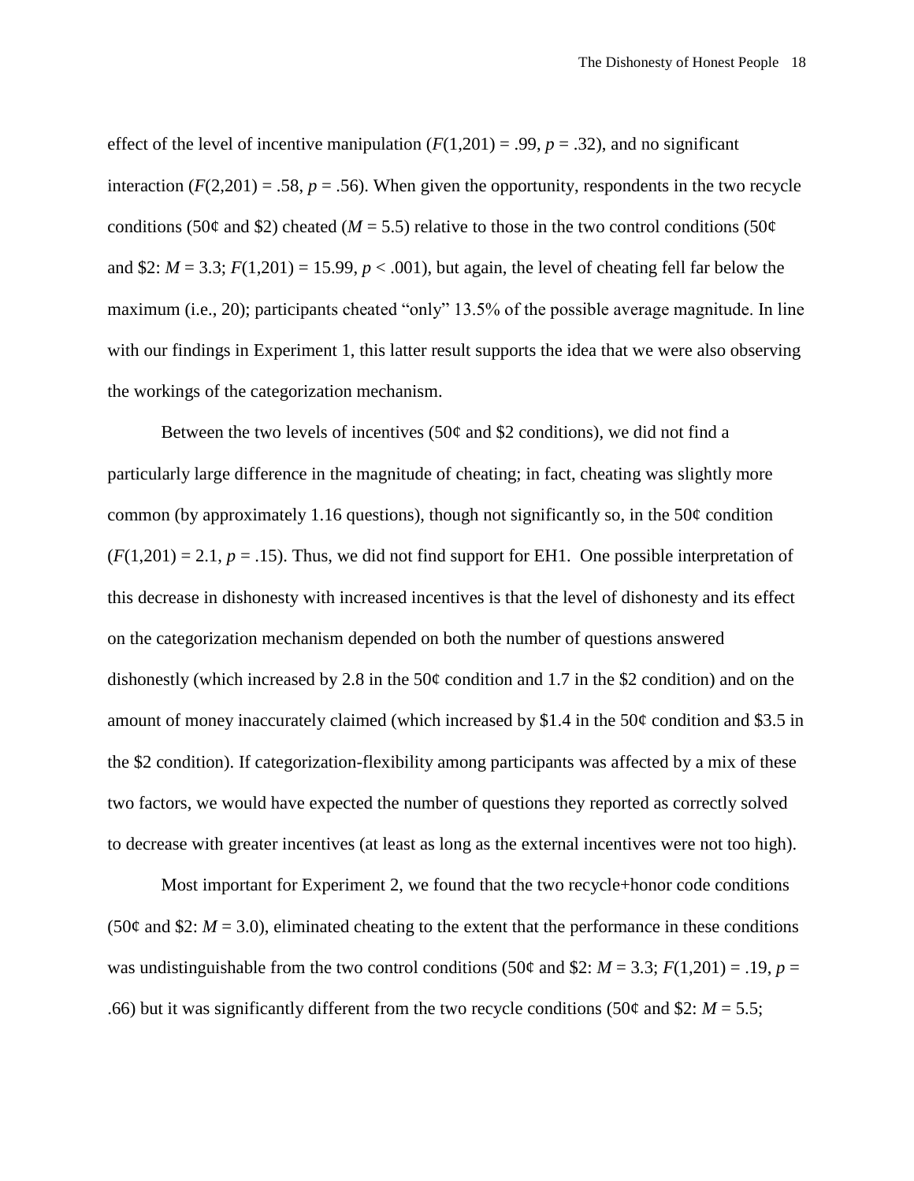effect of the level of incentive manipulation ($F(1,201) = .99$, $p = .32$), and no significant interaction ($F(2,201) = .58$, $p = .56$). When given the opportunity, respondents in the two recycle conditions (50¢ and \$2) cheated ($M = 5.5$) relative to those in the two control conditions (50¢ and \$2: $M = 3.3$; $F(1,201) = 15.99$, $p < .001$), but again, the level of cheating fell far below the maximum (i.e., 20); participants cheated "only" 13.5% of the possible average magnitude. In line with our findings in Experiment 1, this latter result supports the idea that we were also observing the workings of the categorization mechanism.

Between the two levels of incentives (50¢ and \$2 conditions), we did not find a particularly large difference in the magnitude of cheating; in fact, cheating was slightly more common (by approximately 1.16 questions), though not significantly so, in the 50¢ condition ($F(1,201) = 2.1$, $p = .15$). Thus, we did not find support for EH1. One possible interpretation of this decrease in dishonesty with increased incentives is that the level of dishonesty and its effect on the categorization mechanism depended on both the number of questions answered dishonestly (which increased by 2.8 in the 50¢ condition and 1.7 in the \$2 condition) and on the amount of money inaccurately claimed (which increased by \$1.4 in the 50¢ condition and \$3.5 in the \$2 condition). If categorization-flexibility among participants was affected by a mix of these two factors, we would have expected the number of questions they reported as correctly solved to decrease with greater incentives (at least as long as the external incentives were not too high).

Most important for Experiment 2, we found that the two recycle+honor code conditions (50¢ and \$2: $M = 3.0$), eliminated cheating to the extent that the performance in these conditions was undistinguishable from the two control conditions (50¢ and \$2: $M = 3.3$; $F(1,201) = .19$, $p = .66$) but it was significantly different from the two recycle conditions (50¢ and \$2: $M = 5.5$;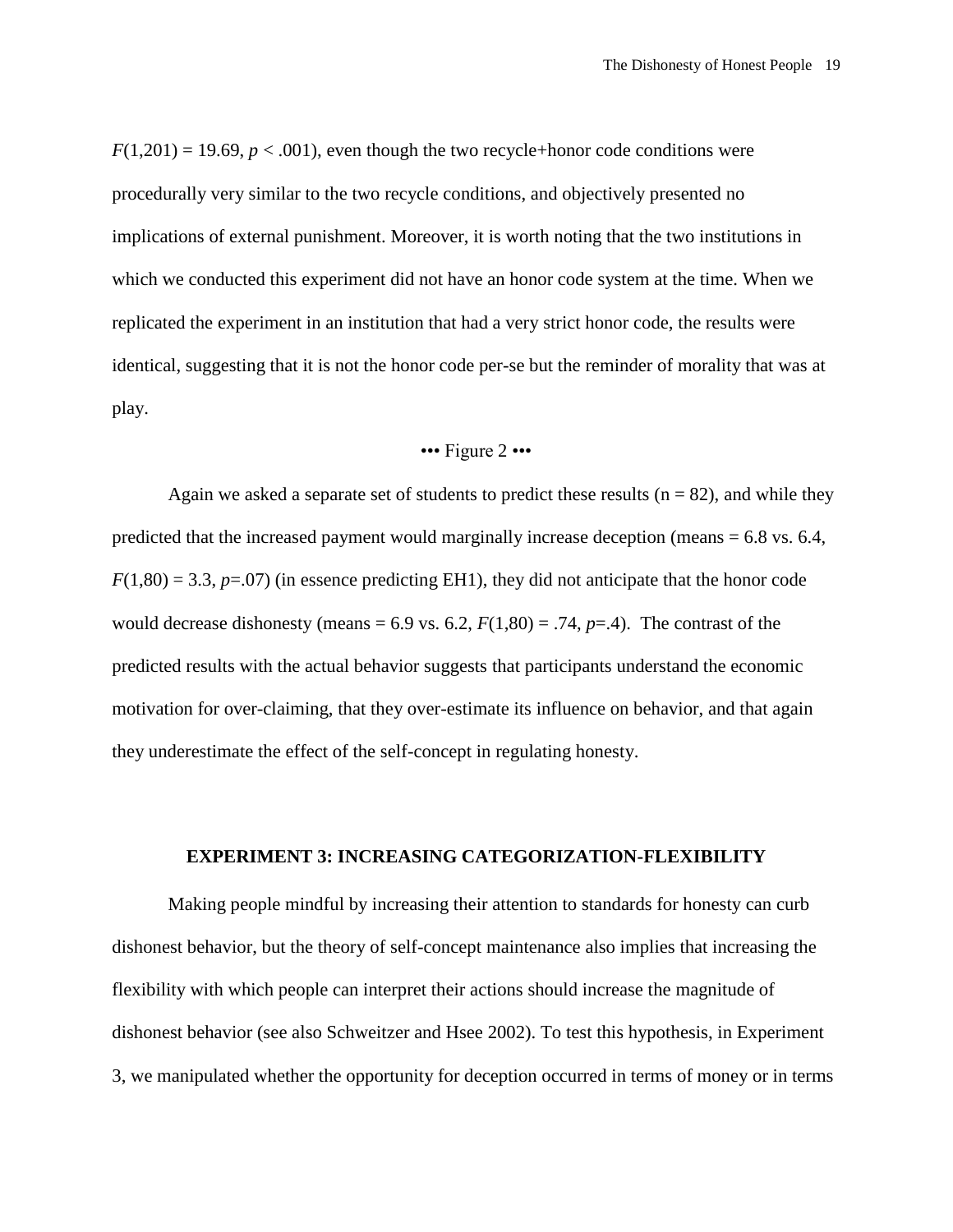$F(1,201) = 19.69$, $p < .001$), even though the two recycle+honor code conditions were procedurally very similar to the two recycle conditions, and objectively presented no implications of external punishment. Moreover, it is worth noting that the two institutions in which we conducted this experiment did not have an honor code system at the time. When we replicated the experiment in an institution that had a very strict honor code, the results were identical, suggesting that it is not the honor code per-se but the reminder of morality that was at play.

••• Figure 2 •••

Again we asked a separate set of students to predict these results ($n = 82$), and while they predicted that the increased payment would marginally increase deception (means = 6.8 vs. 6.4, $F(1,80) = 3.3$, $p=.07$) (in essence predicting EH1), they did not anticipate that the honor code would decrease dishonesty (means = 6.9 vs. 6.2, $F(1,80) = .74$, $p=.4$). The contrast of the predicted results with the actual behavior suggests that participants understand the economic motivation for over-claiming, that they over-estimate its influence on behavior, and that again they underestimate the effect of the self-concept in regulating honesty.

## EXPERIMENT 3: INCREASING CATEGORIZATION-FLEXIBILITY

Making people mindful by increasing their attention to standards for honesty can curb dishonest behavior, but the theory of self-concept maintenance also implies that increasing the flexibility with which people can interpret their actions should increase the magnitude of dishonest behavior (see also Schweitzer and Hsee 2002). To test this hypothesis, in Experiment 3, we manipulated whether the opportunity for deception occurred in terms of money or in terms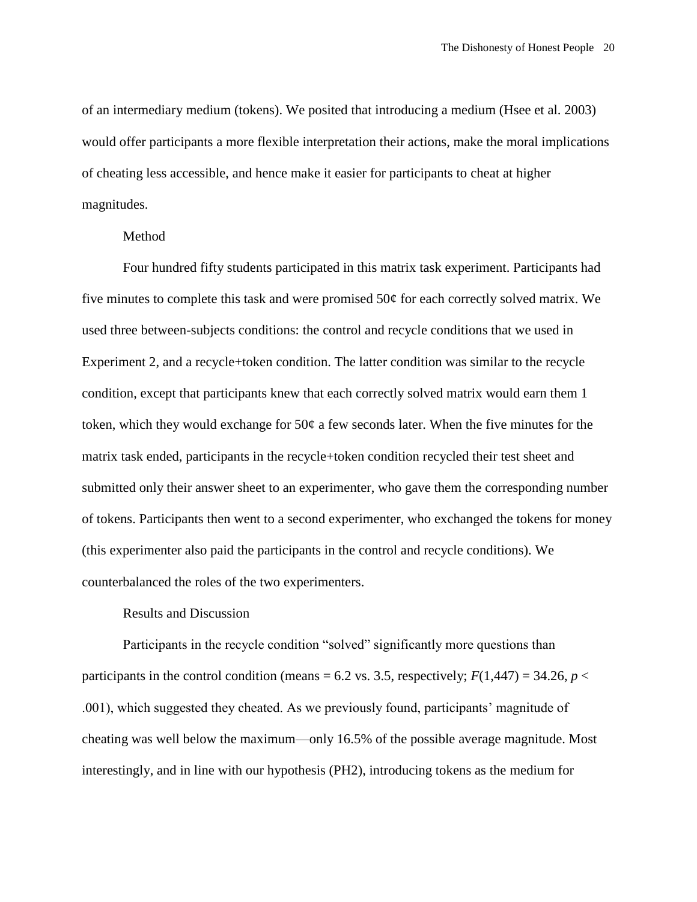of an intermediary medium (tokens). We posited that introducing a medium (Hsee et al. 2003) would offer participants a more flexible interpretation their actions, make the moral implications of cheating less accessible, and hence make it easier for participants to cheat at higher magnitudes.

### Method

Four hundred fifty students participated in this matrix task experiment. Participants had five minutes to complete this task and were promised 50¢ for each correctly solved matrix. We used three between-subjects conditions: the control and recycle conditions that we used in Experiment 2, and a recycle+token condition. The latter condition was similar to the recycle condition, except that participants knew that each correctly solved matrix would earn them 1 token, which they would exchange for 50¢ a few seconds later. When the five minutes for the matrix task ended, participants in the recycle+token condition recycled their test sheet and submitted only their answer sheet to an experimenter, who gave them the corresponding number of tokens. Participants then went to a second experimenter, who exchanged the tokens for money (this experimenter also paid the participants in the control and recycle conditions). We counterbalanced the roles of the two experimenters.

### Results and Discussion

Participants in the recycle condition "solved" significantly more questions than participants in the control condition (means = 6.2 vs. 3.5, respectively; $F(1,447) = 34.26$, $p < .001$), which suggested they cheated. As we previously found, participants' magnitude of cheating was well below the maximum—only 16.5% of the possible average magnitude. Most interestingly, and in line with our hypothesis (PH2), introducing tokens as the medium for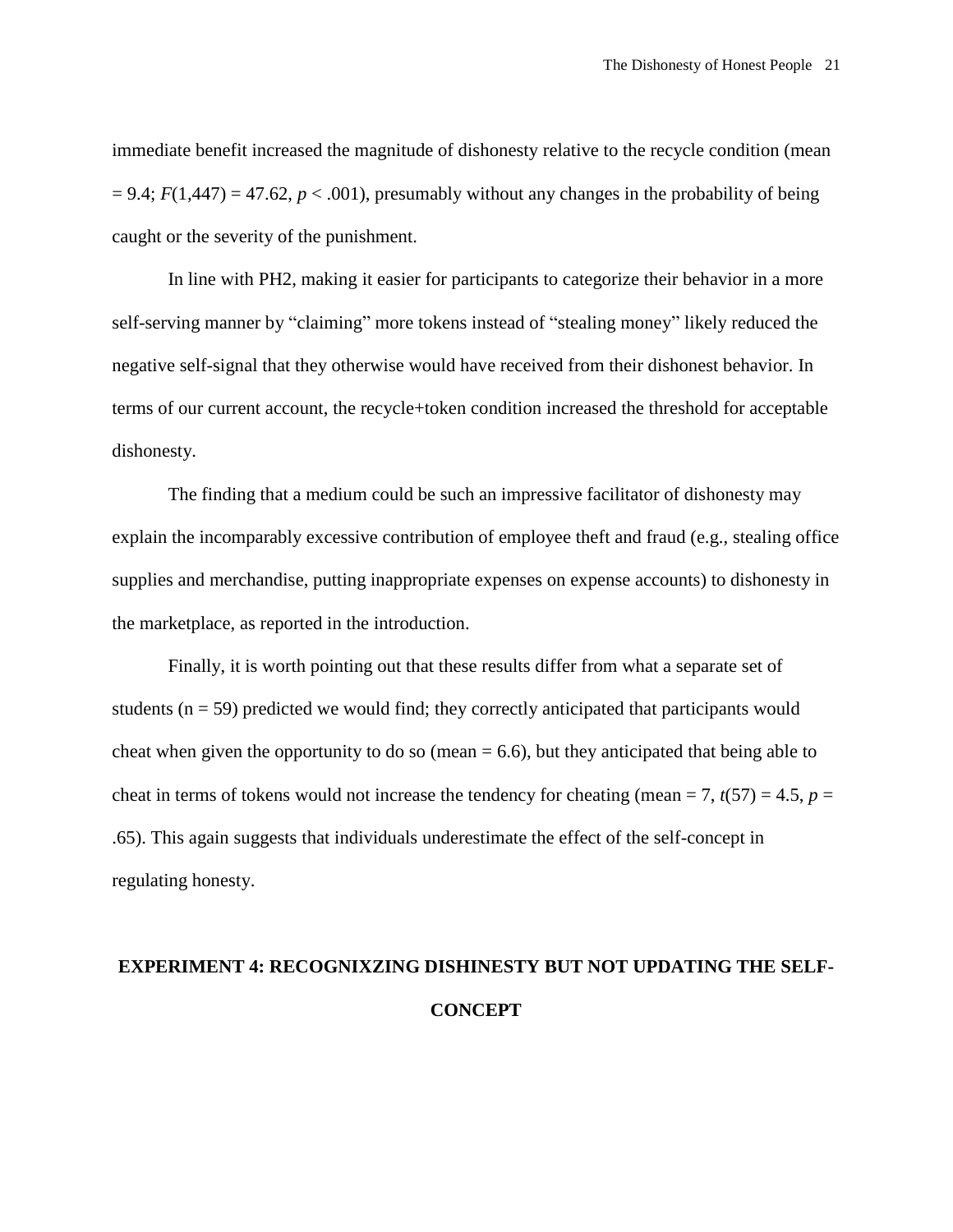immediate benefit increased the magnitude of dishonesty relative to the recycle condition (mean = 9.4; $F(1,447) = 47.62$, $p < .001$), presumably without any changes in the probability of being caught or the severity of the punishment.

In line with PH2, making it easier for participants to categorize their behavior in a more self-serving manner by “claiming” more tokens instead of “stealing money” likely reduced the negative self-signal that they otherwise would have received from their dishonest behavior. In terms of our current account, the recycle+token condition increased the threshold for acceptable dishonesty.

The finding that a medium could be such an impressive facilitator of dishonesty may explain the incomparably excessive contribution of employee theft and fraud (e.g., stealing office supplies and merchandise, putting inappropriate expenses on expense accounts) to dishonesty in the marketplace, as reported in the introduction.

Finally, it is worth pointing out that these results differ from what a separate set of students ($n = 59$) predicted we would find; they correctly anticipated that participants would cheat when given the opportunity to do so (mean = 6.6), but they anticipated that being able to cheat in terms of tokens would not increase the tendency for cheating (mean = 7, $t(57) = 4.5$, $p = .65$). This again suggests that individuals underestimate the effect of the self-concept in regulating honesty.

## EXPERIMENT 4: RECOGNIXZING DISHINESTY BUT NOT UPDATING THE SELF-CONCEPT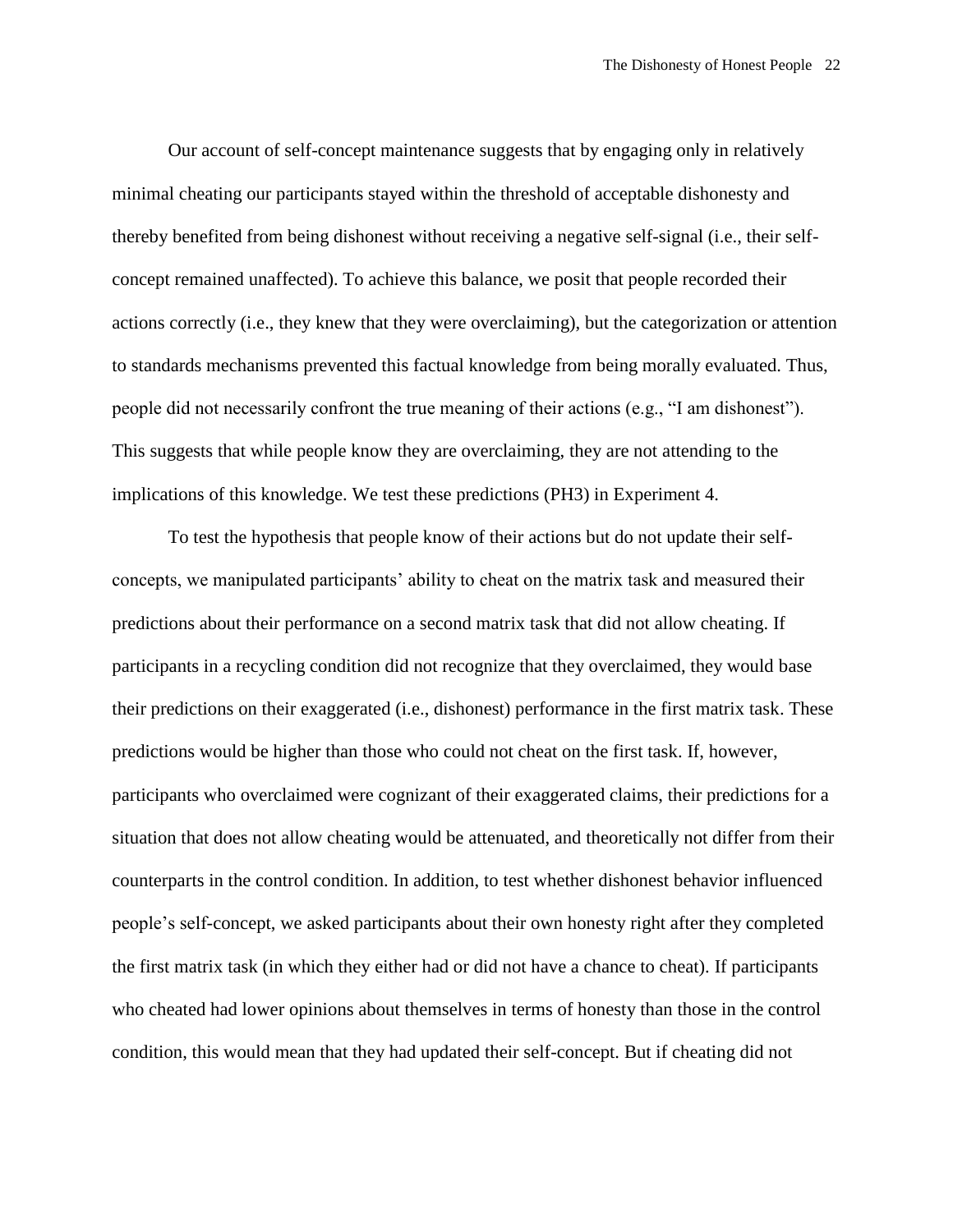Our account of self-concept maintenance suggests that by engaging only in relatively minimal cheating our participants stayed within the threshold of acceptable dishonesty and thereby benefited from being dishonest without receiving a negative self-signal (i.e., their self-concept remained unaffected). To achieve this balance, we posit that people recorded their actions correctly (i.e., they knew that they were overclaiming), but the categorization or attention to standards mechanisms prevented this factual knowledge from being morally evaluated. Thus, people did not necessarily confront the true meaning of their actions (e.g., "I am dishonest"). This suggests that while people know they are overclaiming, they are not attending to the implications of this knowledge. We test these predictions (PH3) in Experiment 4.

To test the hypothesis that people know of their actions but do not update their self-concepts, we manipulated participants' ability to cheat on the matrix task and measured their predictions about their performance on a second matrix task that did not allow cheating. If participants in a recycling condition did not recognize that they overclaimed, they would base their predictions on their exaggerated (i.e., dishonest) performance in the first matrix task. These predictions would be higher than those who could not cheat on the first task. If, however, participants who overclaimed were cognizant of their exaggerated claims, their predictions for a situation that does not allow cheating would be attenuated, and theoretically not differ from their counterparts in the control condition. In addition, to test whether dishonest behavior influenced people's self-concept, we asked participants about their own honesty right after they completed the first matrix task (in which they either had or did not have a chance to cheat). If participants who cheated had lower opinions about themselves in terms of honesty than those in the control condition, this would mean that they had updated their self-concept. But if cheating did not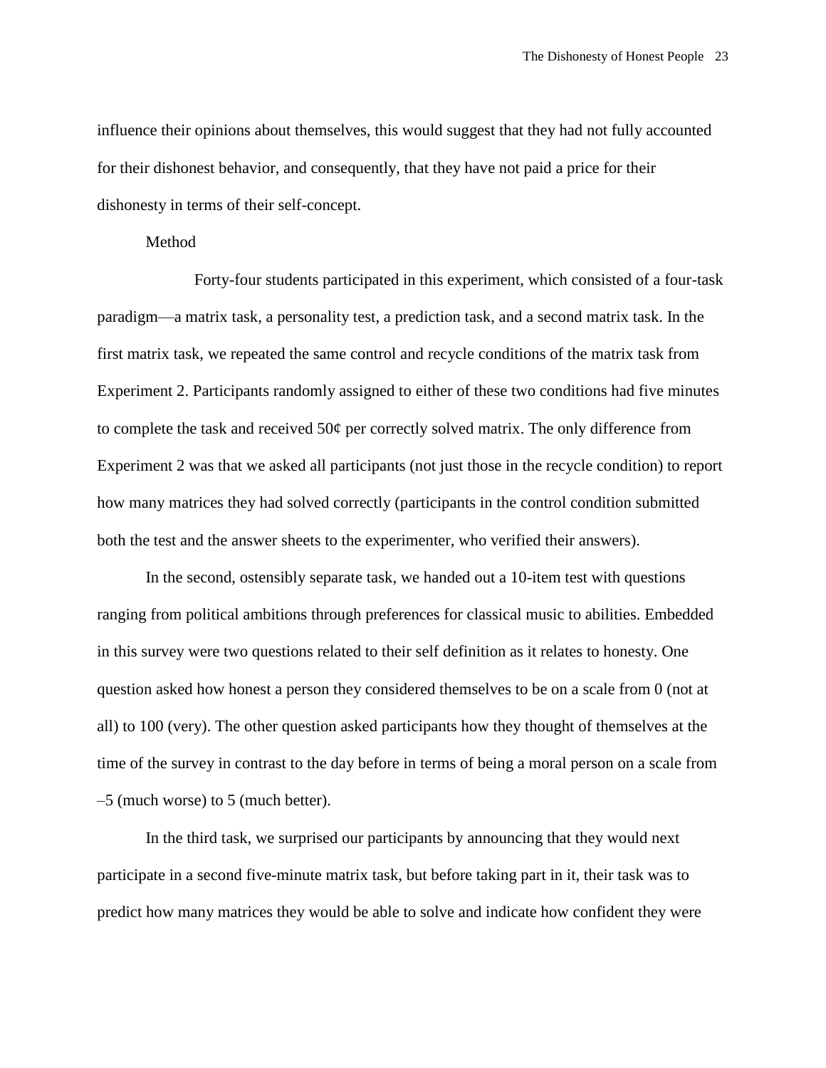influence their opinions about themselves, this would suggest that they had not fully accounted for their dishonest behavior, and consequently, that they have not paid a price for their dishonesty in terms of their self-concept.

## Method

Forty-four students participated in this experiment, which consisted of a four-task paradigm—a matrix task, a personality test, a prediction task, and a second matrix task. In the first matrix task, we repeated the same control and recycle conditions of the matrix task from Experiment 2. Participants randomly assigned to either of these two conditions had five minutes to complete the task and received 50¢ per correctly solved matrix. The only difference from Experiment 2 was that we asked all participants (not just those in the recycle condition) to report how many matrices they had solved correctly (participants in the control condition submitted both the test and the answer sheets to the experimenter, who verified their answers).

In the second, ostensibly separate task, we handed out a 10-item test with questions ranging from political ambitions through preferences for classical music to abilities. Embedded in this survey were two questions related to their self definition as it relates to honesty. One question asked how honest a person they considered themselves to be on a scale from 0 (not at all) to 100 (very). The other question asked participants how they thought of themselves at the time of the survey in contrast to the day before in terms of being a moral person on a scale from –5 (much worse) to 5 (much better).

In the third task, we surprised our participants by announcing that they would next participate in a second five-minute matrix task, but before taking part in it, their task was to predict how many matrices they would be able to solve and indicate how confident they were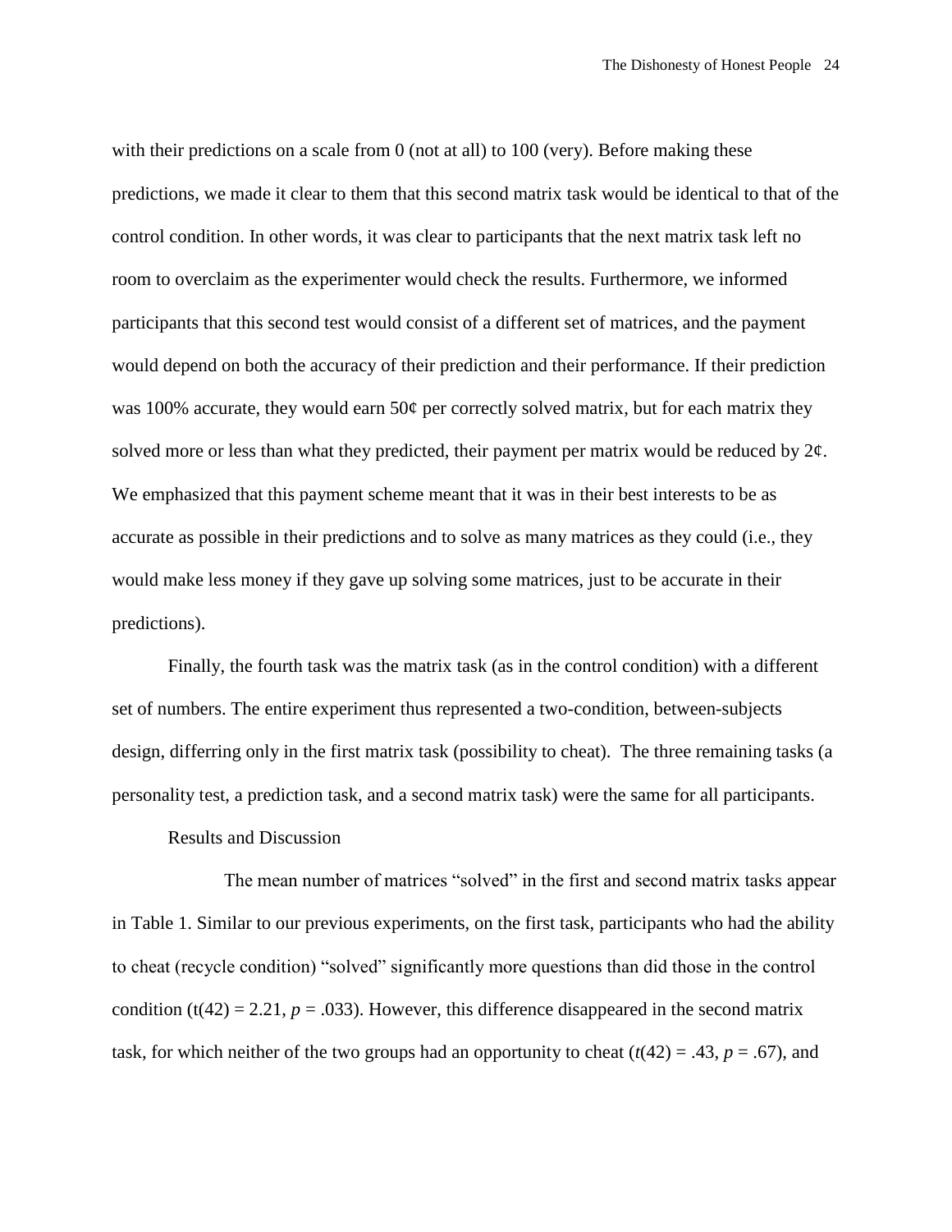with their predictions on a scale from 0 (not at all) to 100 (very). Before making these predictions, we made it clear to them that this second matrix task would be identical to that of the control condition. In other words, it was clear to participants that the next matrix task left no room to overclaim as the experimenter would check the results. Furthermore, we informed participants that this second test would consist of a different set of matrices, and the payment would depend on both the accuracy of their prediction and their performance. If their prediction was 100% accurate, they would earn 50¢ per correctly solved matrix, but for each matrix they solved more or less than what they predicted, their payment per matrix would be reduced by 2¢. We emphasized that this payment scheme meant that it was in their best interests to be as accurate as possible in their predictions and to solve as many matrices as they could (i.e., they would make less money if they gave up solving some matrices, just to be accurate in their predictions).

Finally, the fourth task was the matrix task (as in the control condition) with a different set of numbers. The entire experiment thus represented a two-condition, between-subjects design, differing only in the first matrix task (possibility to cheat). The three remaining tasks (a personality test, a prediction task, and a second matrix task) were the same for all participants.

Results and Discussion

The mean number of matrices "solved" in the first and second matrix tasks appear in Table 1. Similar to our previous experiments, on the first task, participants who had the ability to cheat (recycle condition) "solved" significantly more questions than did those in the control condition ($t(42) = 2.21$, $p = .033$). However, this difference disappeared in the second matrix task, for which neither of the two groups had an opportunity to cheat ($t(42) = .43$, $p = .67$), and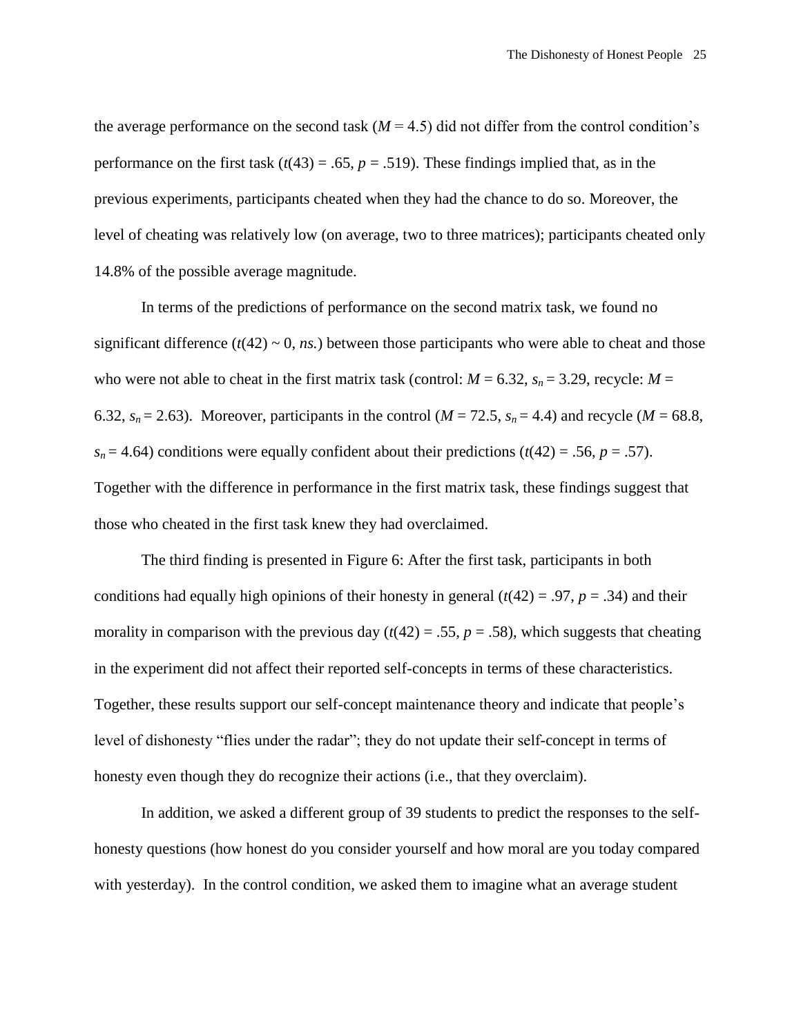the average performance on the second task ($M = 4.5$) did not differ from the control condition's performance on the first task ($t(43) = .65$, $p = .519$). These findings implied that, as in the previous experiments, participants cheated when they had the chance to do so. Moreover, the level of cheating was relatively low (on average, two to three matrices); participants cheated only 14.8% of the possible average magnitude.

In terms of the predictions of performance on the second matrix task, we found no significant difference ($t(42) \sim 0$, *ns.*) between those participants who were able to cheat and those who were not able to cheat in the first matrix task (control: $M = 6.32$, $s_n = 3.29$, recycle: $M = 6.32$, $s_n = 2.63$). Moreover, participants in the control ($M = 72.5$, $s_n = 4.4$) and recycle ($M = 68.8$, $s_n = 4.64$) conditions were equally confident about their predictions ($t(42) = .56$, $p = .57$). Together with the difference in performance in the first matrix task, these findings suggest that those who cheated in the first task knew they had overclaimed.

The third finding is presented in Figure 6: After the first task, participants in both conditions had equally high opinions of their honesty in general ($t(42) = .97$, $p = .34$) and their morality in comparison with the previous day ($t(42) = .55$, $p = .58$), which suggests that cheating in the experiment did not affect their reported self-concepts in terms of these characteristics. Together, these results support our self-concept maintenance theory and indicate that people's level of dishonesty "flies under the radar"; they do not update their self-concept in terms of honesty even though they do recognize their actions (i.e., that they overclaim).

In addition, we asked a different group of 39 students to predict the responses to the self-honesty questions (how honest do you consider yourself and how moral are you today compared with yesterday). In the control condition, we asked them to imagine what an average student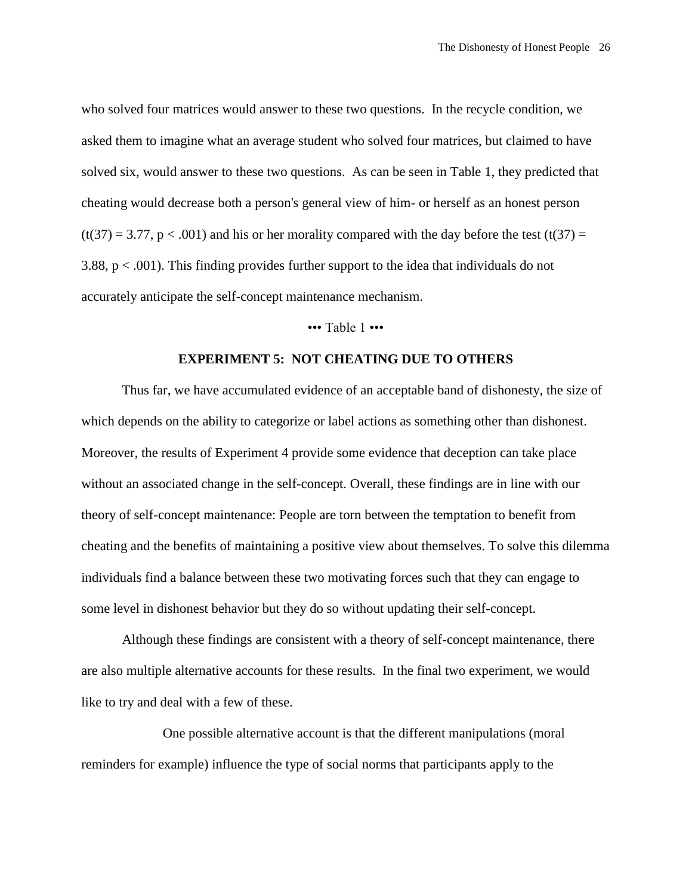who solved four matrices would answer to these two questions. In the recycle condition, we asked them to imagine what an average student who solved four matrices, but claimed to have solved six, would answer to these two questions. As can be seen in Table 1, they predicted that cheating would decrease both a person's general view of him- or herself as an honest person ($t(37) = 3.77$, $p < .001$) and his or her morality compared with the day before the test ($t(37) = 3.88$, $p < .001$). This finding provides further support to the idea that individuals do not accurately anticipate the self-concept maintenance mechanism.

••• Table 1 •••

## EXPERIMENT 5: NOT CHEATING DUE TO OTHERS

Thus far, we have accumulated evidence of an acceptable band of dishonesty, the size of which depends on the ability to categorize or label actions as something other than dishonest. Moreover, the results of Experiment 4 provide some evidence that deception can take place without an associated change in the self-concept. Overall, these findings are in line with our theory of self-concept maintenance: People are torn between the temptation to benefit from cheating and the benefits of maintaining a positive view about themselves. To solve this dilemma individuals find a balance between these two motivating forces such that they can engage to some level in dishonest behavior but they do so without updating their self-concept.

Although these findings are consistent with a theory of self-concept maintenance, there are also multiple alternative accounts for these results. In the final two experiment, we would like to try and deal with a few of these.

One possible alternative account is that the different manipulations (moral reminders for example) influence the type of social norms that participants apply to the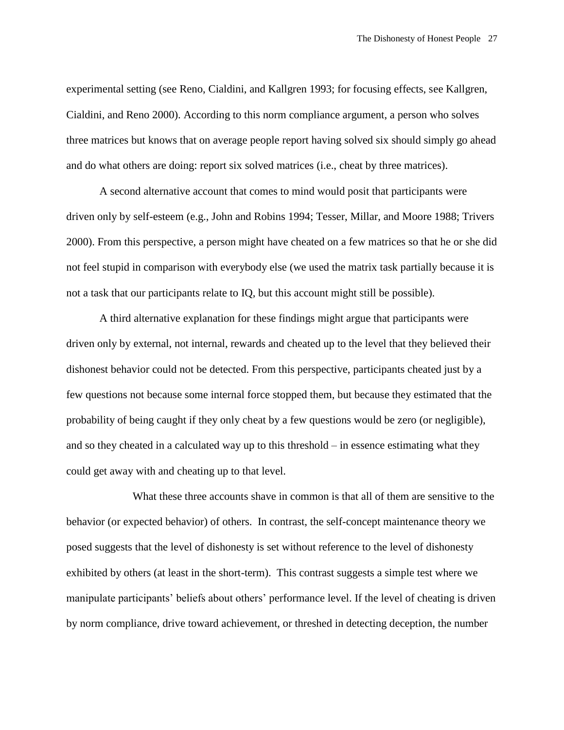experimental setting (see Reno, Cialdini, and Kallgren 1993; for focusing effects, see Kallgren, Cialdini, and Reno 2000). According to this norm compliance argument, a person who solves three matrices but knows that on average people report having solved six should simply go ahead and do what others are doing: report six solved matrices (i.e., cheat by three matrices).

A second alternative account that comes to mind would posit that participants were driven only by self-esteem (e.g., John and Robins 1994; Tesser, Millar, and Moore 1988; Trivers 2000). From this perspective, a person might have cheated on a few matrices so that he or she did not feel stupid in comparison with everybody else (we used the matrix task partially because it is not a task that our participants relate to IQ, but this account might still be possible).

A third alternative explanation for these findings might argue that participants were driven only by external, not internal, rewards and cheated up to the level that they believed their dishonest behavior could not be detected. From this perspective, participants cheated just by a few questions not because some internal force stopped them, but because they estimated that the probability of being caught if they only cheat by a few questions would be zero (or negligible), and so they cheated in a calculated way up to this threshold – in essence estimating what they could get away with and cheating up to that level.

What these three accounts shave in common is that all of them are sensitive to the behavior (or expected behavior) of others. In contrast, the self-concept maintenance theory we posed suggests that the level of dishonesty is set without reference to the level of dishonesty exhibited by others (at least in the short-term). This contrast suggests a simple test where we manipulate participants' beliefs about others' performance level. If the level of cheating is driven by norm compliance, drive toward achievement, or threshed in detecting deception, the number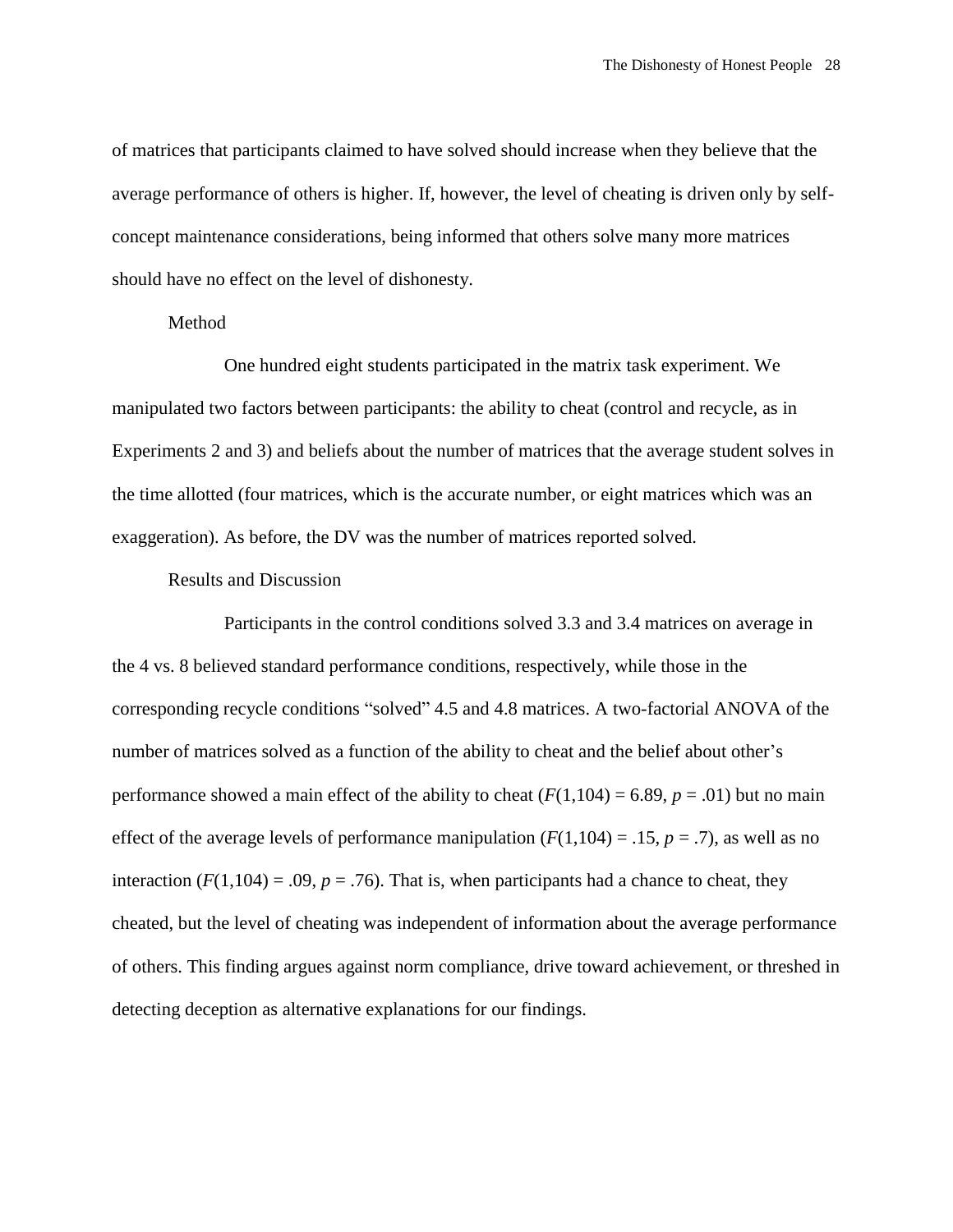of matrices that participants claimed to have solved should increase when they believe that the average performance of others is higher. If, however, the level of cheating is driven only by self-concept maintenance considerations, being informed that others solve many more matrices should have no effect on the level of dishonesty.

### Method

One hundred eight students participated in the matrix task experiment. We manipulated two factors between participants: the ability to cheat (control and recycle, as in Experiments 2 and 3) and beliefs about the number of matrices that the average student solves in the time allotted (four matrices, which is the accurate number, or eight matrices which was an exaggeration). As before, the DV was the number of matrices reported solved.

### Results and Discussion

Participants in the control conditions solved 3.3 and 3.4 matrices on average in the 4 vs. 8 believed standard performance conditions, respectively, while those in the corresponding recycle conditions "solved" 4.5 and 4.8 matrices. A two-factorial ANOVA of the number of matrices solved as a function of the ability to cheat and the belief about other's performance showed a main effect of the ability to cheat ($F(1,104) = 6.89$, $p = .01$) but no main effect of the average levels of performance manipulation ($F(1,104) = .15$, $p = .7$), as well as no interaction ($F(1,104) = .09$, $p = .76$). That is, when participants had a chance to cheat, they cheated, but the level of cheating was independent of information about the average performance of others. This finding argues against norm compliance, drive toward achievement, or threshed in detecting deception as alternative explanations for our findings.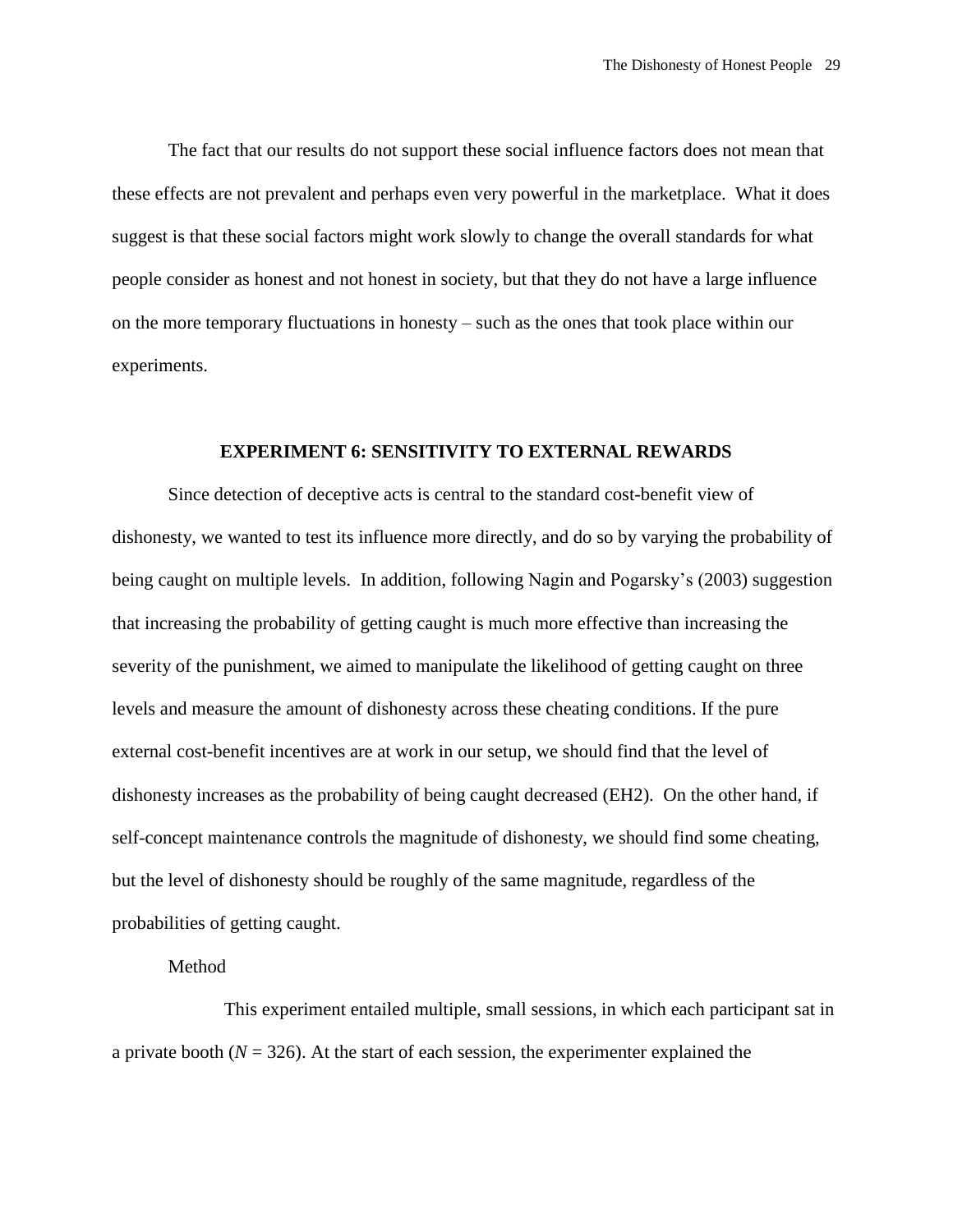The fact that our results do not support these social influence factors does not mean that these effects are not prevalent and perhaps even very powerful in the marketplace. What it does suggest is that these social factors might work slowly to change the overall standards for what people consider as honest and not honest in society, but that they do not have a large influence on the more temporary fluctuations in honesty – such as the ones that took place within our experiments.

## EXPERIMENT 6: SENSITIVITY TO EXTERNAL REWARDS

Since detection of deceptive acts is central to the standard cost-benefit view of dishonesty, we wanted to test its influence more directly, and do so by varying the probability of being caught on multiple levels. In addition, following Nagin and Pogarsky's (2003) suggestion that increasing the probability of getting caught is much more effective than increasing the severity of the punishment, we aimed to manipulate the likelihood of getting caught on three levels and measure the amount of dishonesty across these cheating conditions. If the pure external cost-benefit incentives are at work in our setup, we should find that the level of dishonesty increases as the probability of being caught decreased (EH2). On the other hand, if self-concept maintenance controls the magnitude of dishonesty, we should find some cheating, but the level of dishonesty should be roughly of the same magnitude, regardless of the probabilities of getting caught.

### Method

This experiment entailed multiple, small sessions, in which each participant sat in a private booth ($N$ = 326). At the start of each session, the experimenter explained the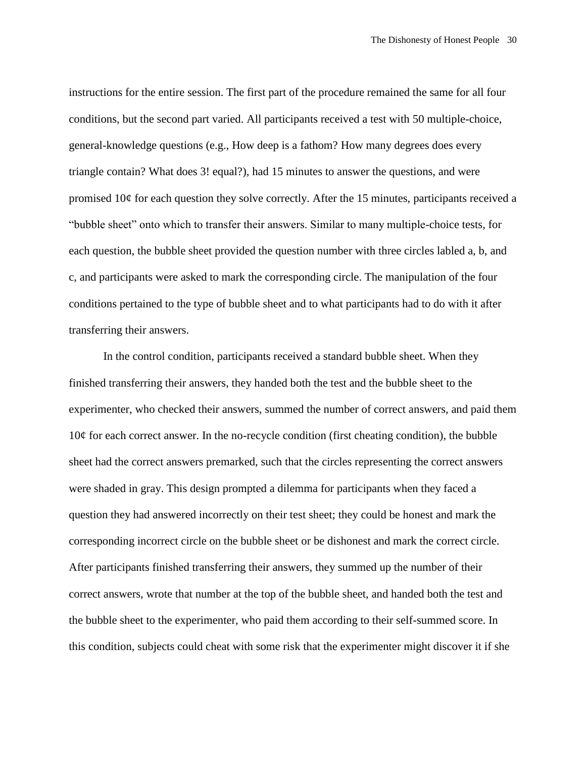instructions for the entire session. The first part of the procedure remained the same for all four conditions, but the second part varied. All participants received a test with 50 multiple-choice, general-knowledge questions (e.g., How deep is a fathom? How many degrees does every triangle contain? What does 3! equal?), had 15 minutes to answer the questions, and were promised 10¢ for each question they solve correctly. After the 15 minutes, participants received a "bubble sheet" onto which to transfer their answers. Similar to many multiple-choice tests, for each question, the bubble sheet provided the question number with three circles labled a, b, and c, and participants were asked to mark the corresponding circle. The manipulation of the four conditions pertained to the type of bubble sheet and to what participants had to do with it after transferring their answers.

In the control condition, participants received a standard bubble sheet. When they finished transferring their answers, they handed both the test and the bubble sheet to the experimenter, who checked their answers, summed the number of correct answers, and paid them 10¢ for each correct answer. In the no-recycle condition (first cheating condition), the bubble sheet had the correct answers premarked, such that the circles representing the correct answers were shaded in gray. This design prompted a dilemma for participants when they faced a question they had answered incorrectly on their test sheet; they could be honest and mark the corresponding incorrect circle on the bubble sheet or be dishonest and mark the correct circle. After participants finished transferring their answers, they summed up the number of their correct answers, wrote that number at the top of the bubble sheet, and handed both the test and the bubble sheet to the experimenter, who paid them according to their self-summed score. In this condition, subjects could cheat with some risk that the experimenter might discover it if she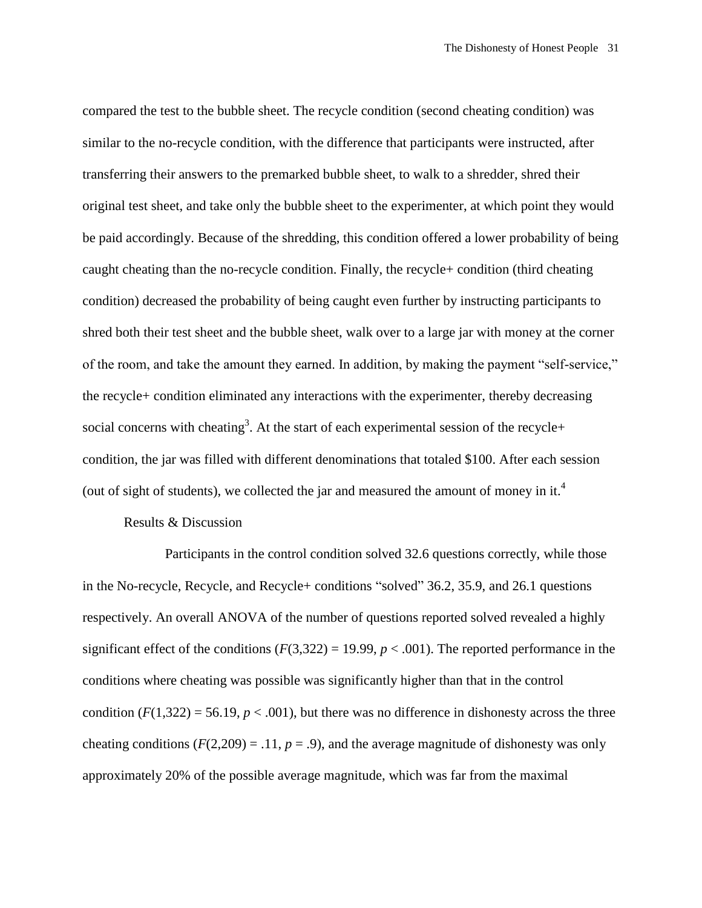compared the test to the bubble sheet. The recycle condition (second cheating condition) was similar to the no-recycle condition, with the difference that participants were instructed, after transferring their answers to the premarked bubble sheet, to walk to a shredder, shred their original test sheet, and take only the bubble sheet to the experimenter, at which point they would be paid accordingly. Because of the shredding, this condition offered a lower probability of being caught cheating than the no-recycle condition. Finally, the recycle+ condition (third cheating condition) decreased the probability of being caught even further by instructing participants to shred both their test sheet and the bubble sheet, walk over to a large jar with money at the corner of the room, and take the amount they earned. In addition, by making the payment "self-service," the recycle+ condition eliminated any interactions with the experimenter, thereby decreasing social concerns with cheating[3]. At the start of each experimental session of the recycle+ condition, the jar was filled with different denominations that totaled $100. After each session (out of sight of students), we collected the jar and measured the amount of money in it.[4]

Results & Discussion

Participants in the control condition solved 32.6 questions correctly, while those in the No-recycle, Recycle, and Recycle+ conditions "solved" 36.2, 35.9, and 26.1 questions respectively. An overall ANOVA of the number of questions reported solved revealed a highly significant effect of the conditions ($F(3,322) = 19.99$, $p < .001$). The reported performance in the conditions where cheating was possible was significantly higher than that in the control condition ($F(1,322) = 56.19$, $p < .001$), but there was no difference in dishonesty across the three cheating conditions ($F(2,209) = .11$, $p = .9$), and the average magnitude of dishonesty was only approximately 20% of the possible average magnitude, which was far from the maximal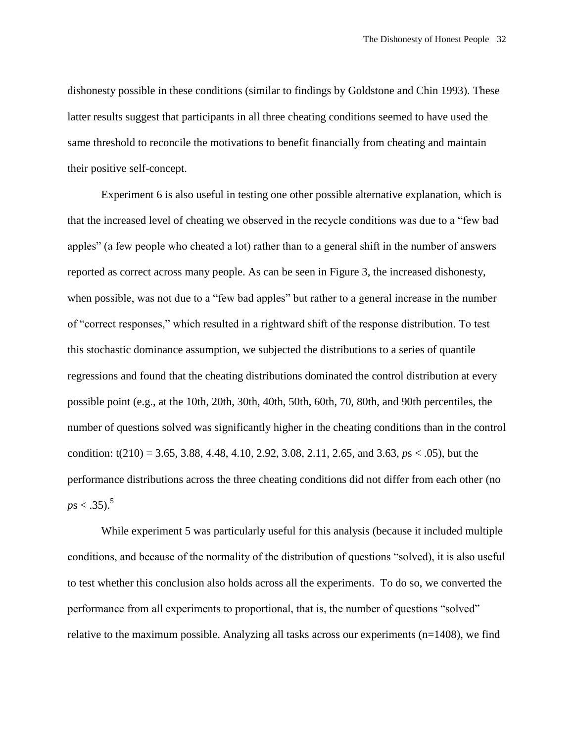dishonesty possible in these conditions (similar to findings by Goldstone and Chin 1993). These latter results suggest that participants in all three cheating conditions seemed to have used the same threshold to reconcile the motivations to benefit financially from cheating and maintain their positive self-concept.

Experiment 6 is also useful in testing one other possible alternative explanation, which is that the increased level of cheating we observed in the recycle conditions was due to a "few bad apples" (a few people who cheated a lot) rather than to a general shift in the number of answers reported as correct across many people. As can be seen in Figure 3, the increased dishonesty, when possible, was not due to a "few bad apples" but rather to a general increase in the number of "correct responses," which resulted in a rightward shift of the response distribution. To test this stochastic dominance assumption, we subjected the distributions to a series of quantile regressions and found that the cheating distributions dominated the control distribution at every possible point (e.g., at the 10th, 20th, 30th, 40th, 50th, 60th, 70, 80th, and 90th percentiles, the number of questions solved was significantly higher in the cheating conditions than in the control condition: $t(210) = 3.65, 3.88, 4.48, 4.10, 2.92, 3.08, 2.11, 2.65$, and $3.63$, $p$s $< .05$), but the performance distributions across the three cheating conditions did not differ from each other (no $p$s $< .35$).[5]

While experiment 5 was particularly useful for this analysis (because it included multiple conditions, and because of the normality of the distribution of questions "solved), it is also useful to test whether this conclusion also holds across all the experiments. To do so, we converted the performance from all experiments to proportional, that is, the number of questions "solved" relative to the maximum possible. Analyzing all tasks across our experiments (n=1408), we find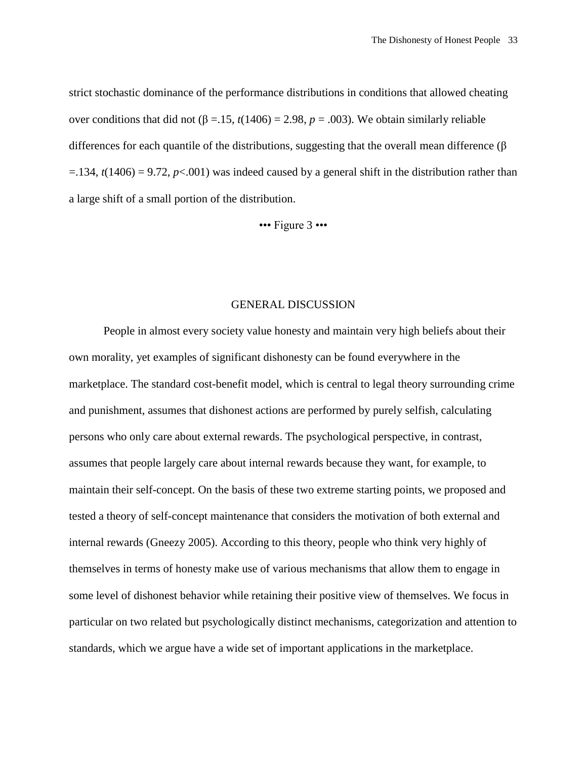strict stochastic dominance of the performance distributions in conditions that allowed cheating over conditions that did not ($\beta = .15$, $t(1406) = 2.98$, $p = .003$). We obtain similarly reliable differences for each quantile of the distributions, suggesting that the overall mean difference ($\beta = .134$, $t(1406) = 9.72$, $p < .001$) was indeed caused by a general shift in the distribution rather than a large shift of a small portion of the distribution.

••• Figure 3 •••

## GENERAL DISCUSSION

People in almost every society value honesty and maintain very high beliefs about their own morality, yet examples of significant dishonesty can be found everywhere in the marketplace. The standard cost-benefit model, which is central to legal theory surrounding crime and punishment, assumes that dishonest actions are performed by purely selfish, calculating persons who only care about external rewards. The psychological perspective, in contrast, assumes that people largely care about internal rewards because they want, for example, to maintain their self-concept. On the basis of these two extreme starting points, we proposed and tested a theory of self-concept maintenance that considers the motivation of both external and internal rewards (Gneezy 2005). According to this theory, people who think very highly of themselves in terms of honesty make use of various mechanisms that allow them to engage in some level of dishonest behavior while retaining their positive view of themselves. We focus in particular on two related but psychologically distinct mechanisms, categorization and attention to standards, which we argue have a wide set of important applications in the marketplace.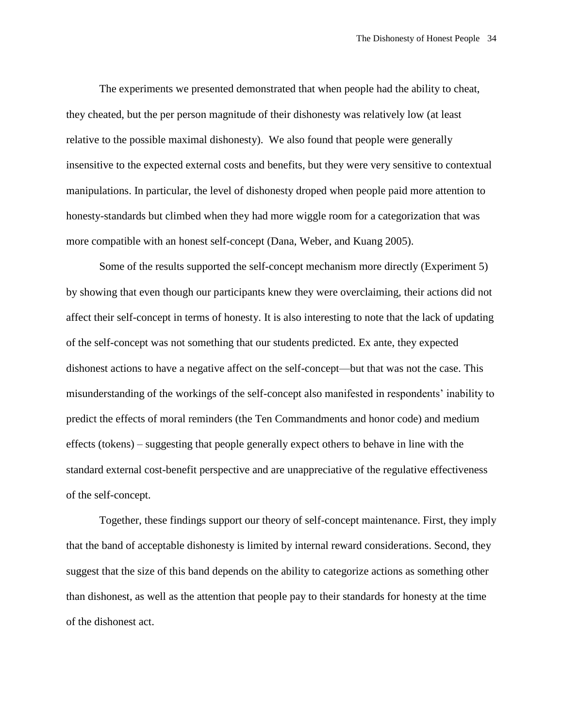The experiments we presented demonstrated that when people had the ability to cheat, they cheated, but the per person magnitude of their dishonesty was relatively low (at least relative to the possible maximal dishonesty). We also found that people were generally insensitive to the expected external costs and benefits, but they were very sensitive to contextual manipulations. In particular, the level of dishonesty droped when people paid more attention to honesty-standards but climbed when they had more wiggle room for a categorization that was more compatible with an honest self-concept (Dana, Weber, and Kuang 2005).

Some of the results supported the self-concept mechanism more directly (Experiment 5) by showing that even though our participants knew they were overclaiming, their actions did not affect their self-concept in terms of honesty. It is also interesting to note that the lack of updating of the self-concept was not something that our students predicted. Ex ante, they expected dishonest actions to have a negative affect on the self-concept—but that was not the case. This misunderstanding of the workings of the self-concept also manifested in respondents' inability to predict the effects of moral reminders (the Ten Commandments and honor code) and medium effects (tokens) – suggesting that people generally expect others to behave in line with the standard external cost-benefit perspective and are unappreciative of the regulative effectiveness of the self-concept.

Together, these findings support our theory of self-concept maintenance. First, they imply that the band of acceptable dishonesty is limited by internal reward considerations. Second, they suggest that the size of this band depends on the ability to categorize actions as something other than dishonest, as well as the attention that people pay to their standards for honesty at the time of the dishonest act.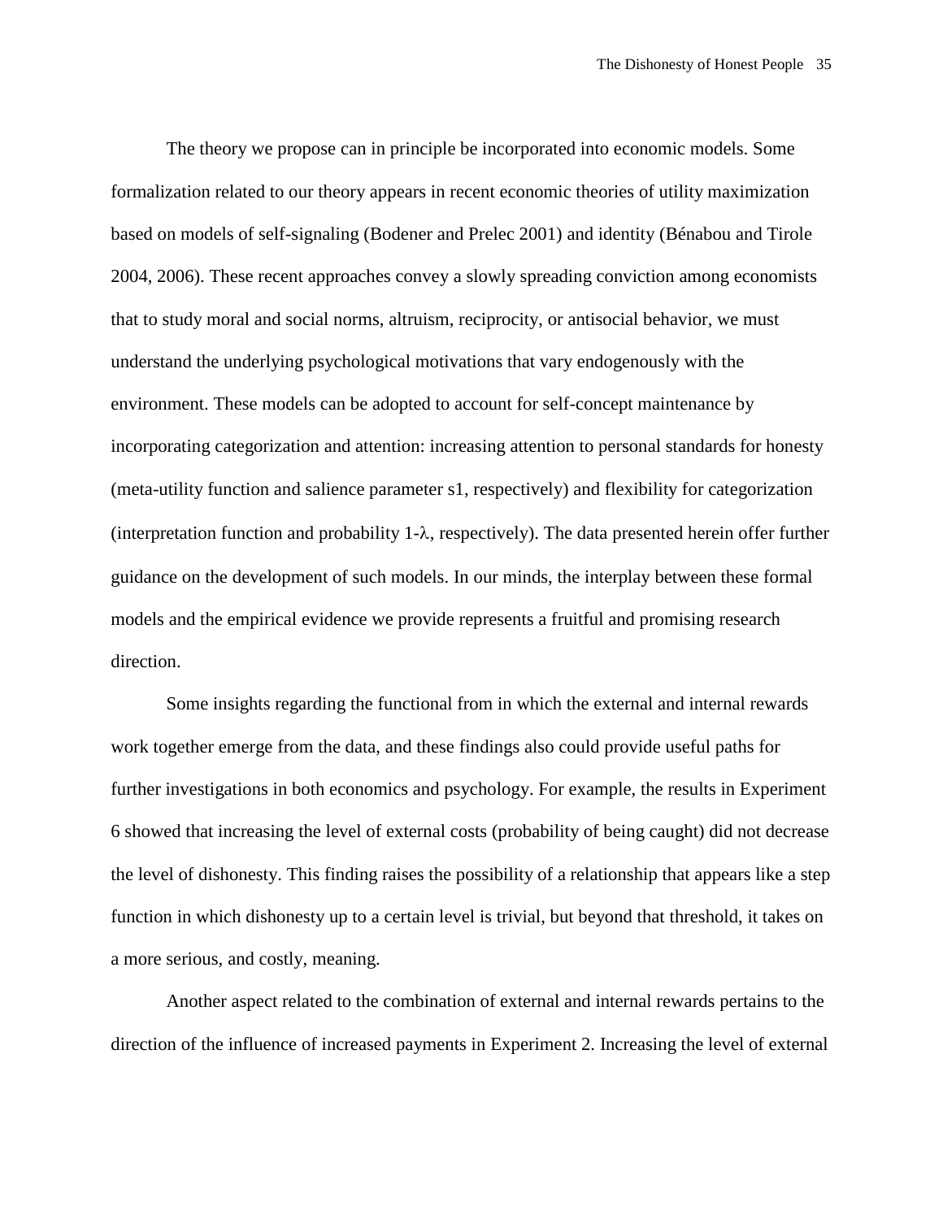The theory we propose can in principle be incorporated into economic models. Some formalization related to our theory appears in recent economic theories of utility maximization based on models of self-signaling (Bodener and Prelec 2001) and identity (Bénabou and Tirole 2004, 2006). These recent approaches convey a slowly spreading conviction among economists that to study moral and social norms, altruism, reciprocity, or antisocial behavior, we must understand the underlying psychological motivations that vary endogenously with the environment. These models can be adopted to account for self-concept maintenance by incorporating categorization and attention: increasing attention to personal standards for honesty (meta-utility function and salience parameter s1, respectively) and flexibility for categorization (interpretation function and probability $1-\lambda$, respectively). The data presented herein offer further guidance on the development of such models. In our minds, the interplay between these formal models and the empirical evidence we provide represents a fruitful and promising research direction.

Some insights regarding the functional from in which the external and internal rewards work together emerge from the data, and these findings also could provide useful paths for further investigations in both economics and psychology. For example, the results in Experiment 6 showed that increasing the level of external costs (probability of being caught) did not decrease the level of dishonesty. This finding raises the possibility of a relationship that appears like a step function in which dishonesty up to a certain level is trivial, but beyond that threshold, it takes on a more serious, and costly, meaning.

Another aspect related to the combination of external and internal rewards pertains to the direction of the influence of increased payments in Experiment 2. Increasing the level of external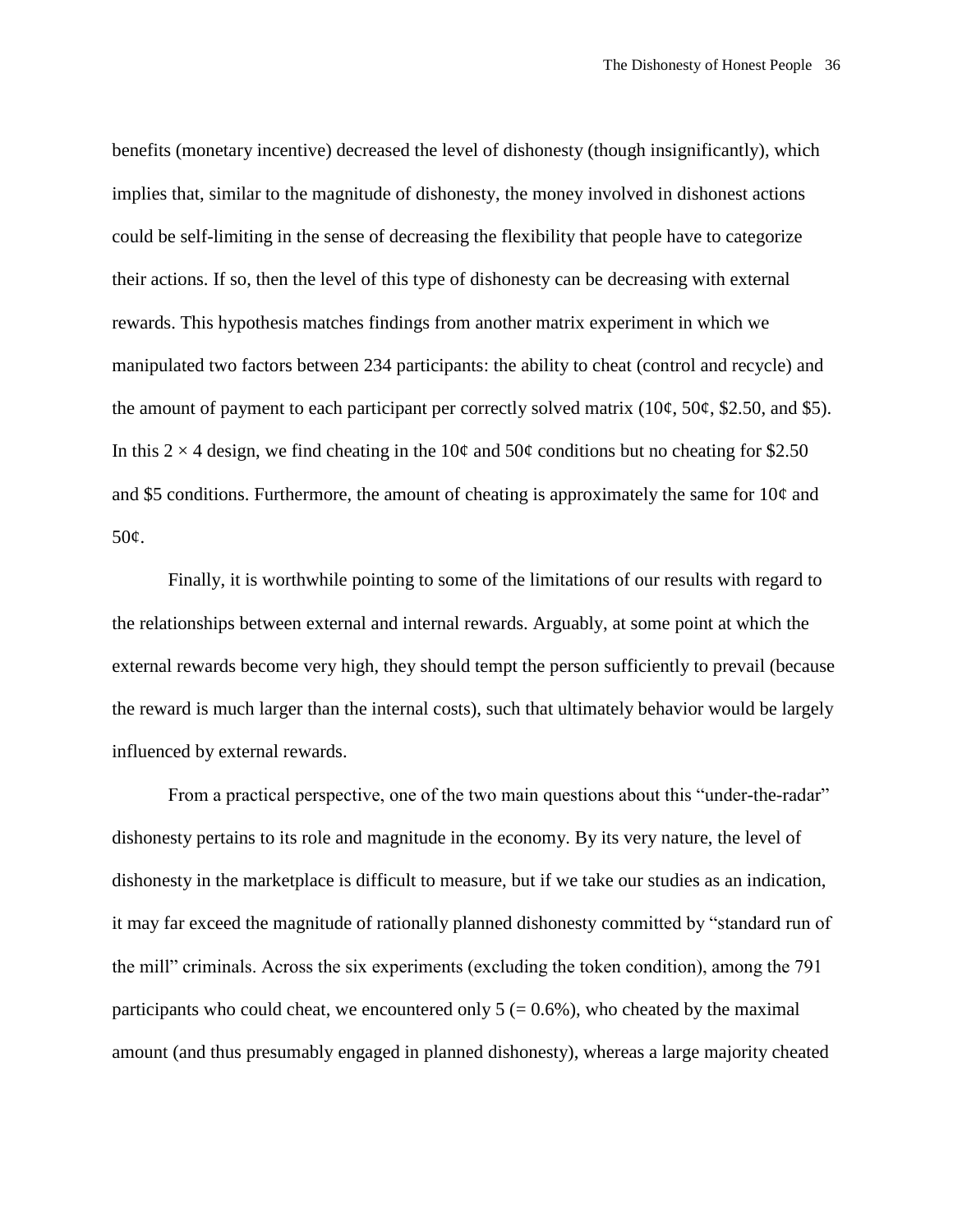benefits (monetary incentive) decreased the level of dishonesty (though insignificantly), which implies that, similar to the magnitude of dishonesty, the money involved in dishonest actions could be self-limiting in the sense of decreasing the flexibility that people have to categorize their actions. If so, then the level of this type of dishonesty can be decreasing with external rewards. This hypothesis matches findings from another matrix experiment in which we manipulated two factors between 234 participants: the ability to cheat (control and recycle) and the amount of payment to each participant per correctly solved matrix (10¢, 50¢, $2.50, and $5). In this $2 \times 4$ design, we find cheating in the 10¢ and 50¢ conditions but no cheating for $2.50 and $5 conditions. Furthermore, the amount of cheating is approximately the same for 10¢ and 50¢.

Finally, it is worthwhile pointing to some of the limitations of our results with regard to the relationships between external and internal rewards. Arguably, at some point at which the external rewards become very high, they should tempt the person sufficiently to prevail (because the reward is much larger than the internal costs), such that ultimately behavior would be largely influenced by external rewards.

From a practical perspective, one of the two main questions about this "under-the-radar" dishonesty pertains to its role and magnitude in the economy. By its very nature, the level of dishonesty in the marketplace is difficult to measure, but if we take our studies as an indication, it may far exceed the magnitude of rationally planned dishonesty committed by "standard run of the mill" criminals. Across the six experiments (excluding the token condition), among the 791 participants who could cheat, we encountered only 5 (= 0.6%), who cheated by the maximal amount (and thus presumably engaged in planned dishonesty), whereas a large majority cheated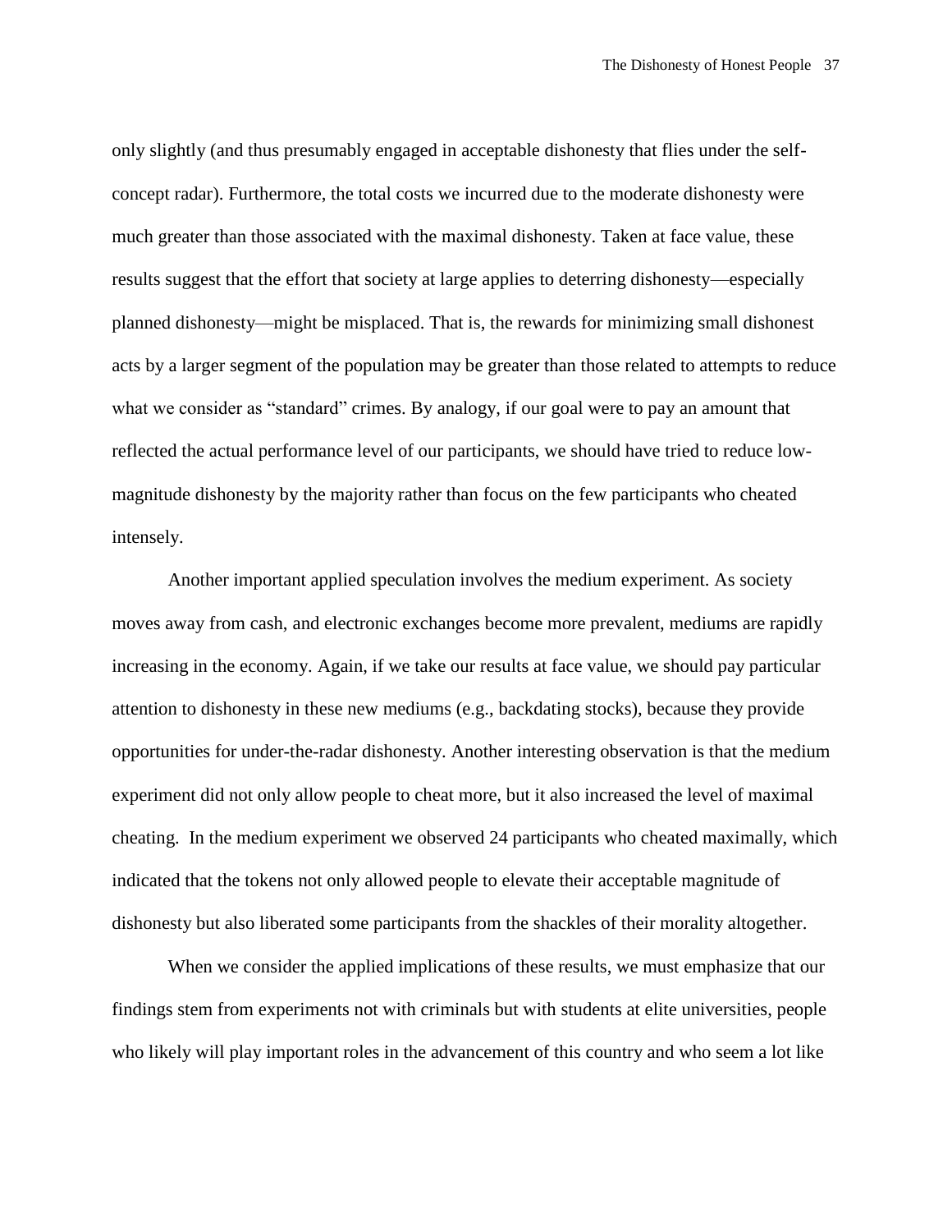only slightly (and thus presumably engaged in acceptable dishonesty that flies under the self-concept radar). Furthermore, the total costs we incurred due to the moderate dishonesty were much greater than those associated with the maximal dishonesty. Taken at face value, these results suggest that the effort that society at large applies to deterring dishonesty—especially planned dishonesty—might be misplaced. That is, the rewards for minimizing small dishonest acts by a larger segment of the population may be greater than those related to attempts to reduce what we consider as "standard" crimes. By analogy, if our goal were to pay an amount that reflected the actual performance level of our participants, we should have tried to reduce low-magnitude dishonesty by the majority rather than focus on the few participants who cheated intensely.

Another important applied speculation involves the medium experiment. As society moves away from cash, and electronic exchanges become more prevalent, mediums are rapidly increasing in the economy. Again, if we take our results at face value, we should pay particular attention to dishonesty in these new mediums (e.g., backdating stocks), because they provide opportunities for under-the-radar dishonesty. Another interesting observation is that the medium experiment did not only allow people to cheat more, but it also increased the level of maximal cheating. In the medium experiment we observed 24 participants who cheated maximally, which indicated that the tokens not only allowed people to elevate their acceptable magnitude of dishonesty but also liberated some participants from the shackles of their morality altogether.

When we consider the applied implications of these results, we must emphasize that our findings stem from experiments not with criminals but with students at elite universities, people who likely will play important roles in the advancement of this country and who seem a lot like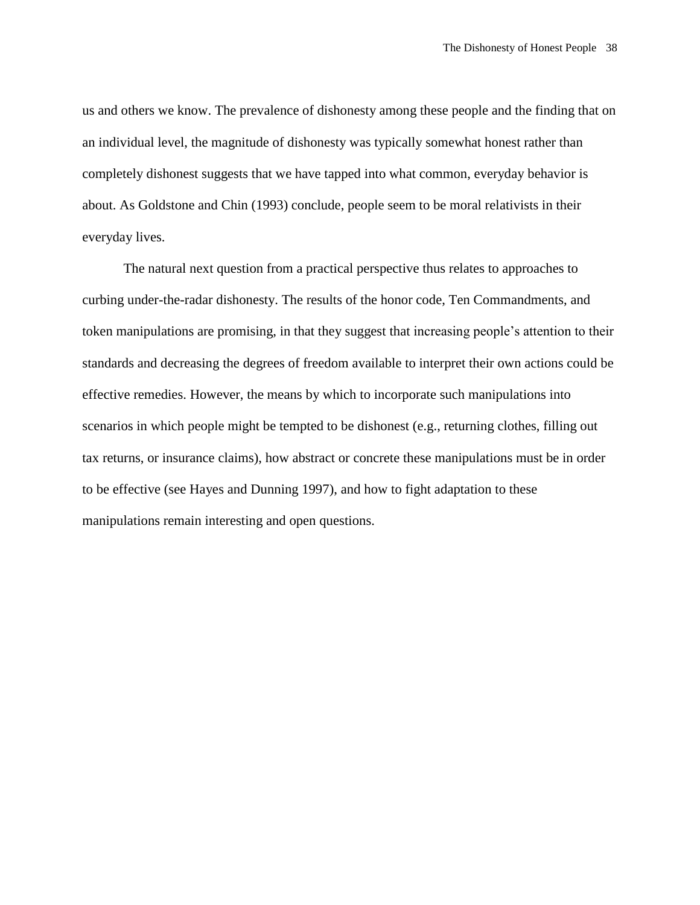us and others we know. The prevalence of dishonesty among these people and the finding that on an individual level, the magnitude of dishonesty was typically somewhat honest rather than completely dishonest suggests that we have tapped into what common, everyday behavior is about. As Goldstone and Chin (1993) conclude, people seem to be moral relativists in their everyday lives.

The natural next question from a practical perspective thus relates to approaches to curbing under-the-radar dishonesty. The results of the honor code, Ten Commandments, and token manipulations are promising, in that they suggest that increasing people's attention to their standards and decreasing the degrees of freedom available to interpret their own actions could be effective remedies. However, the means by which to incorporate such manipulations into scenarios in which people might be tempted to be dishonest (e.g., returning clothes, filling out tax returns, or insurance claims), how abstract or concrete these manipulations must be in order to be effective (see Hayes and Dunning 1997), and how to fight adaptation to these manipulations remain interesting and open questions.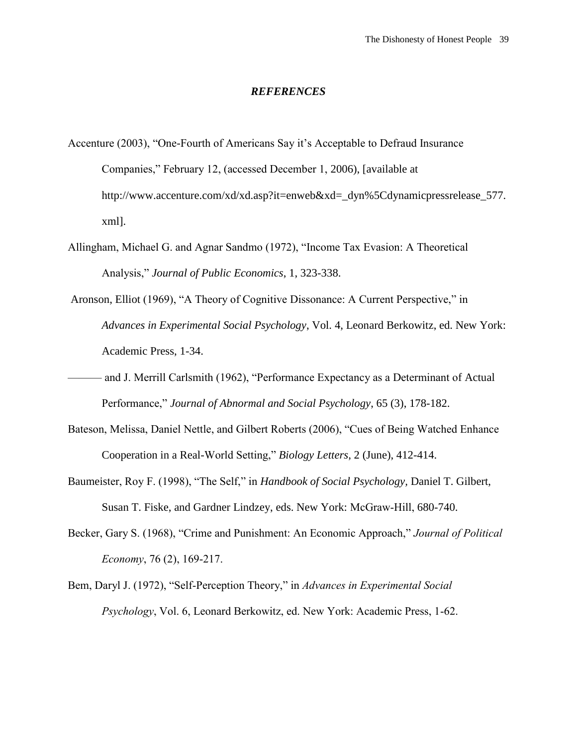## *REFERENCES*

Accenture (2003), "One-Fourth of Americans Say it's Acceptable to Defraud Insurance Companies," February 12, (accessed December 1, 2006), [available at http://www.accenture.com/xd/xd.asp?it=enweb&xd=_dyn%5Cdynamicpressrelease_577.xml].

Allingham, Michael G. and Agnar Sandmo (1972), "Income Tax Evasion: A Theoretical Analysis," *Journal of Public Economics*, 1, 323-338.

Aronson, Elliot (1969), "A Theory of Cognitive Dissonance: A Current Perspective," in *Advances in Experimental Social Psychology*, Vol. 4, Leonard Berkowitz, ed. New York: Academic Press, 1-34.

——— and J. Merrill Carlsmith (1962), "Performance Expectancy as a Determinant of Actual Performance," *Journal of Abnormal and Social Psychology,* 65 (3), 178-182.

Bateson, Melissa, Daniel Nettle, and Gilbert Roberts (2006), "Cues of Being Watched Enhance Cooperation in a Real-World Setting," *Biology Letters*, 2 (June), 412-414.

Baumeister, Roy F. (1998), "The Self," in *Handbook of Social Psychology,* Daniel T. Gilbert, Susan T. Fiske, and Gardner Lindzey, eds. New York: McGraw-Hill, 680-740.

Becker, Gary S. (1968), "Crime and Punishment: An Economic Approach," *Journal of Political Economy*, 76 (2), 169-217.

Bem, Daryl J. (1972), "Self-Perception Theory," in *Advances in Experimental Social Psychology*, Vol. 6, Leonard Berkowitz, ed. New York: Academic Press, 1-62.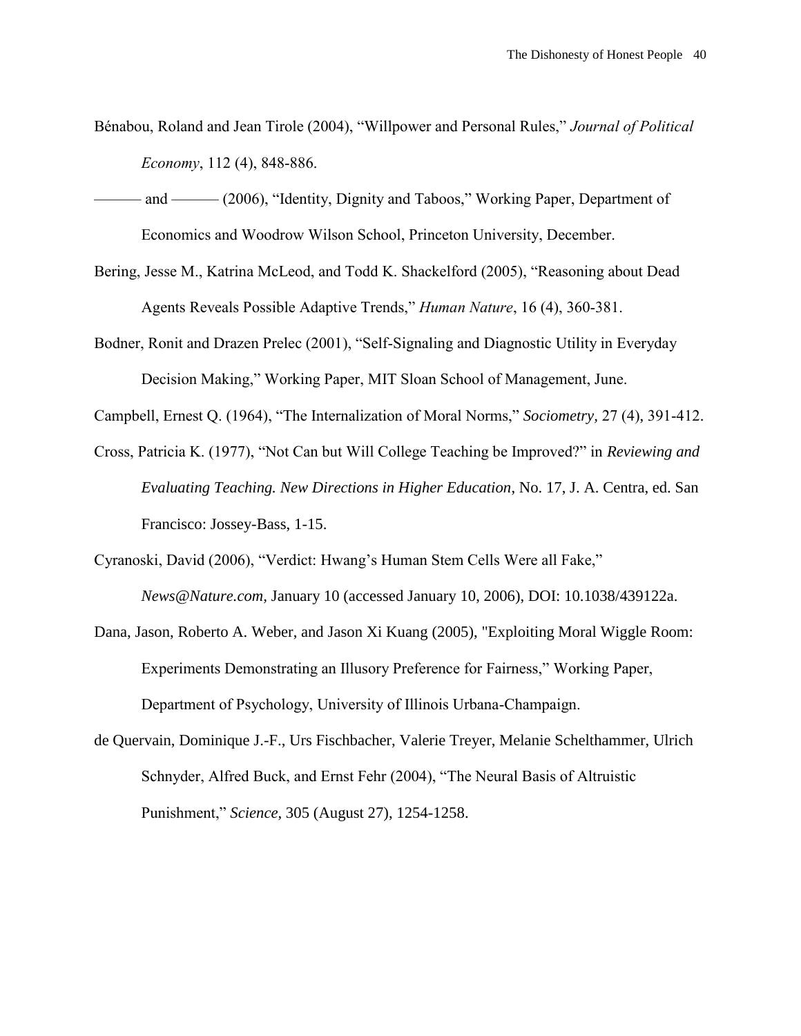Bénabou, Roland and Jean Tirole (2004), "Willpower and Personal Rules," *Journal of Political Economy*, 112 (4), 848-886.

——— and ——— (2006), "Identity, Dignity and Taboos," Working Paper, Department of Economics and Woodrow Wilson School, Princeton University, December.

Bering, Jesse M., Katrina McLeod, and Todd K. Shackelford (2005), "Reasoning about Dead Agents Reveals Possible Adaptive Trends," *Human Nature*, 16 (4), 360-381.

Bodner, Ronit and Drazen Prelec (2001), "Self-Signaling and Diagnostic Utility in Everyday Decision Making," Working Paper, MIT Sloan School of Management, June.

Campbell, Ernest Q. (1964), "The Internalization of Moral Norms," *Sociometry*, 27 (4), 391-412.

Cross, Patricia K. (1977), "Not Can but Will College Teaching be Improved?" in *Reviewing and Evaluating Teaching. New Directions in Higher Education*, No. 17, J. A. Centra, ed. San Francisco: Jossey-Bass, 1-15.

Cyranoski, David (2006), "Verdict: Hwang's Human Stem Cells Were all Fake," *News@Nature.com*, January 10 (accessed January 10, 2006), DOI: 10.1038/439122a.

Dana, Jason, Roberto A. Weber, and Jason Xi Kuang (2005), "Exploiting Moral Wiggle Room: Experiments Demonstrating an Illusory Preference for Fairness," Working Paper, Department of Psychology, University of Illinois Urbana-Champaign.

de Quervain, Dominique J.-F., Urs Fischbacher, Valerie Treyer, Melanie Schelthammer, Ulrich Schnyder, Alfred Buck, and Ernst Fehr (2004), "The Neural Basis of Altruistic Punishment," *Science*, 305 (August 27), 1254-1258.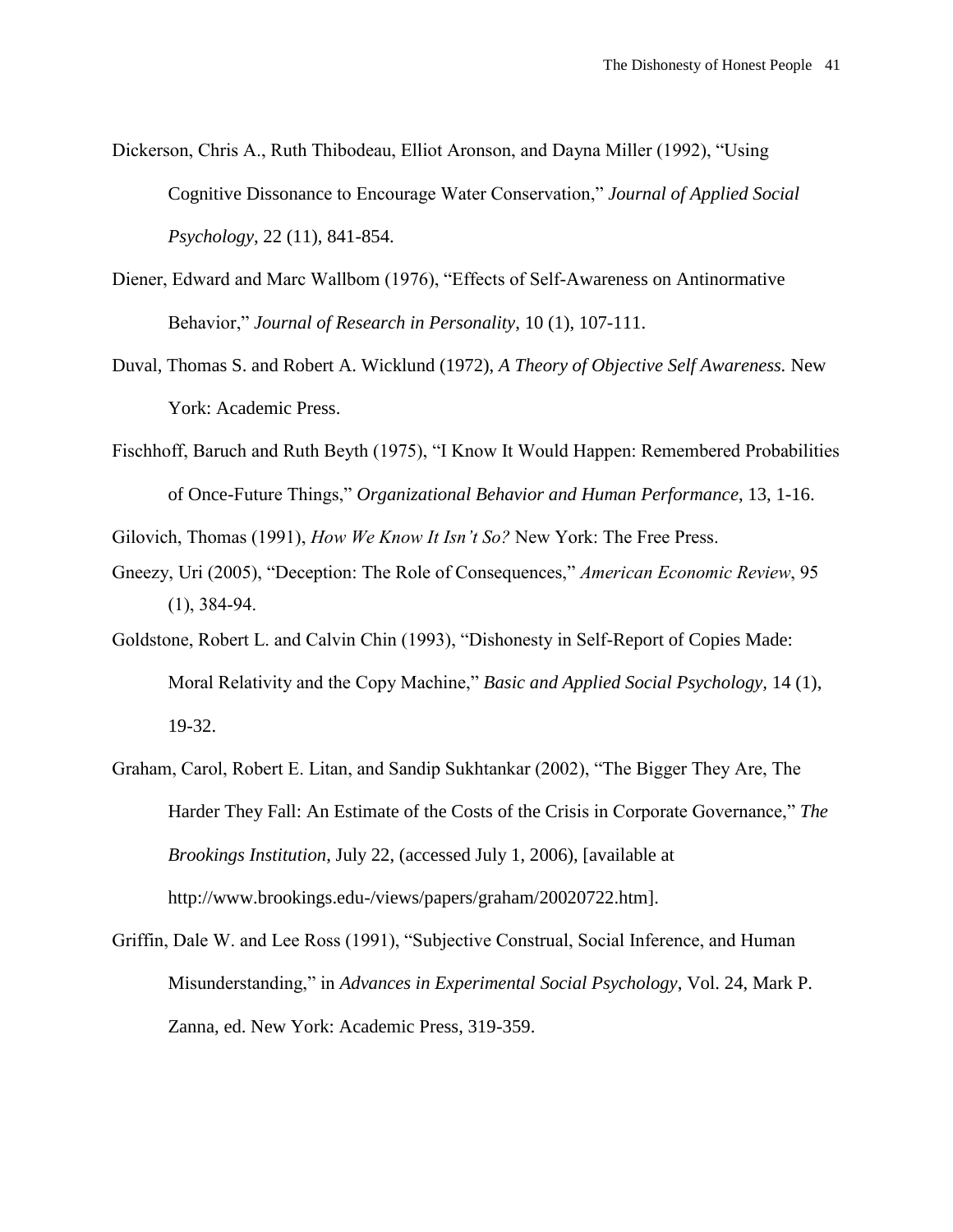Dickerson, Chris A., Ruth Thibodeau, Elliot Aronson, and Dayna Miller (1992), "Using Cognitive Dissonance to Encourage Water Conservation," *Journal of Applied Social Psychology*, 22 (11), 841-854.

Diener, Edward and Marc Wallbom (1976), "Effects of Self-Awareness on Antinormative Behavior," *Journal of Research in Personality*, 10 (1), 107-111.

Duval, Thomas S. and Robert A. Wicklund (1972), *A Theory of Objective Self Awareness.* New York: Academic Press.

Fischhoff, Baruch and Ruth Beyth (1975), "I Know It Would Happen: Remembered Probabilities of Once-Future Things," *Organizational Behavior and Human Performance*, 13, 1-16.

Gilovich, Thomas (1991), *How We Know It Isn't So?* New York: The Free Press.

Gneezy, Uri (2005), "Deception: The Role of Consequences," *American Economic Review*, 95 (1), 384-94.

Goldstone, Robert L. and Calvin Chin (1993), "Dishonesty in Self-Report of Copies Made: Moral Relativity and the Copy Machine," *Basic and Applied Social Psychology*, 14 (1), 19-32.

Graham, Carol, Robert E. Litan, and Sandip Sukhtankar (2002), "The Bigger They Are, The Harder They Fall: An Estimate of the Costs of the Crisis in Corporate Governance," *The Brookings Institution*, July 22, (accessed July 1, 2006), [available at http://www.brookings.edu-/views/papers/graham/20020722.htm].

Griffin, Dale W. and Lee Ross (1991), "Subjective Construal, Social Inference, and Human Misunderstanding," in *Advances in Experimental Social Psychology*, Vol. 24, Mark P. Zanna, ed. New York: Academic Press, 319-359.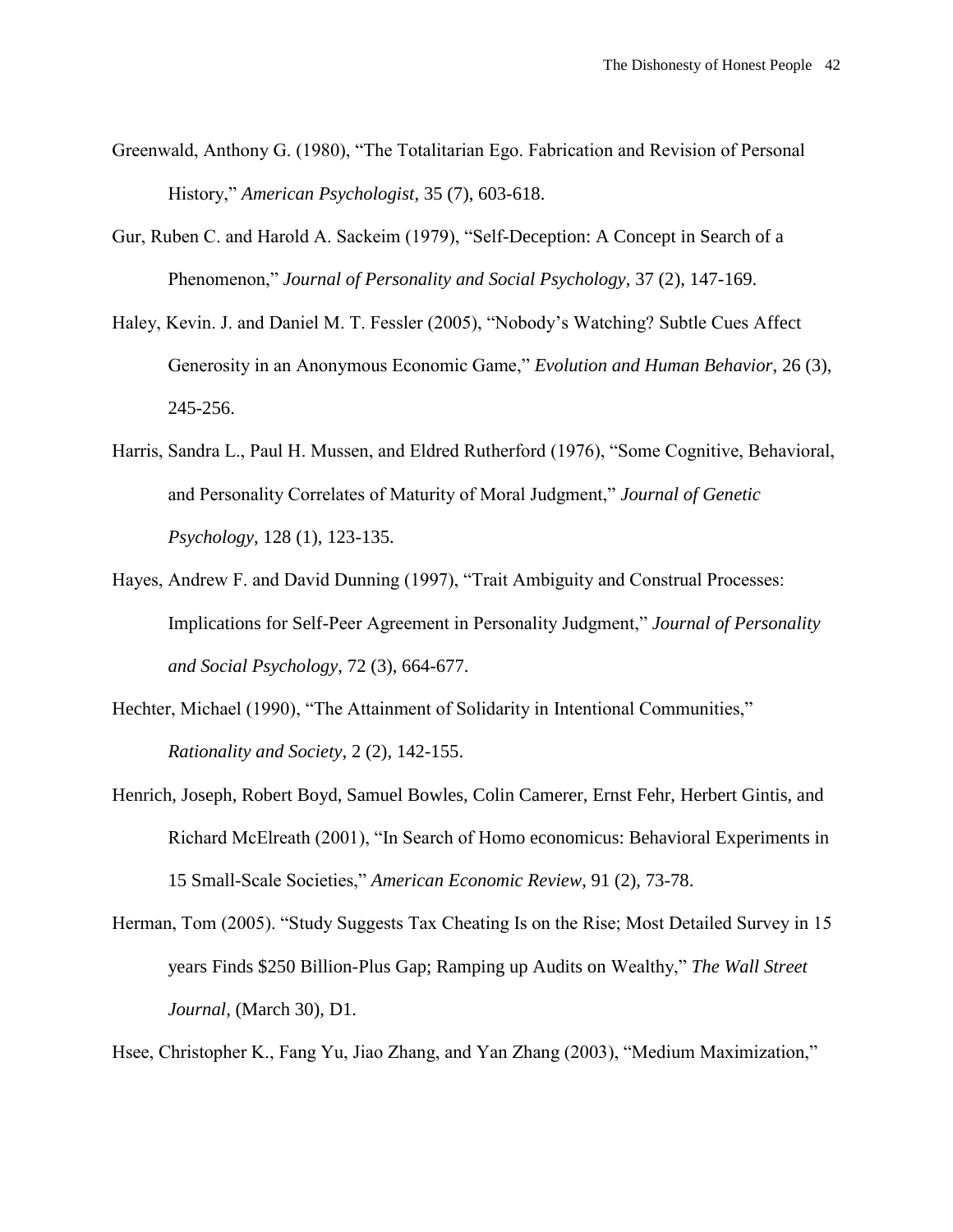Greenwald, Anthony G. (1980), "The Totalitarian Ego. Fabrication and Revision of Personal History," *American Psychologist*, 35 (7), 603-618.

Gur, Ruben C. and Harold A. Sackeim (1979), "Self-Deception: A Concept in Search of a Phenomenon," *Journal of Personality and Social Psychology*, 37 (2), 147-169.

Haley, Kevin. J. and Daniel M. T. Fessler (2005), "Nobody's Watching? Subtle Cues Affect Generosity in an Anonymous Economic Game," *Evolution and Human Behavior*, 26 (3), 245-256.

Harris, Sandra L., Paul H. Mussen, and Eldred Rutherford (1976), "Some Cognitive, Behavioral, and Personality Correlates of Maturity of Moral Judgment," *Journal of Genetic Psychology*, 128 (1), 123-135.

Hayes, Andrew F. and David Dunning (1997), "Trait Ambiguity and Construal Processes: Implications for Self-Peer Agreement in Personality Judgment," *Journal of Personality and Social Psychology*, 72 (3), 664-677.

Hechter, Michael (1990), "The Attainment of Solidarity in Intentional Communities," *Rationality and Society*, 2 (2), 142-155.

Henrich, Joseph, Robert Boyd, Samuel Bowles, Colin Camerer, Ernst Fehr, Herbert Gintis, and Richard McElreath (2001), "In Search of Homo economicus: Behavioral Experiments in 15 Small-Scale Societies," *American Economic Review*, 91 (2), 73-78.

Herman, Tom (2005). "Study Suggests Tax Cheating Is on the Rise; Most Detailed Survey in 15 years Finds $250 Billion-Plus Gap; Ramping up Audits on Wealthy," *The Wall Street Journal*, (March 30), D1.

Hsee, Christopher K., Fang Yu, Jiao Zhang, and Yan Zhang (2003), "Medium Maximization,"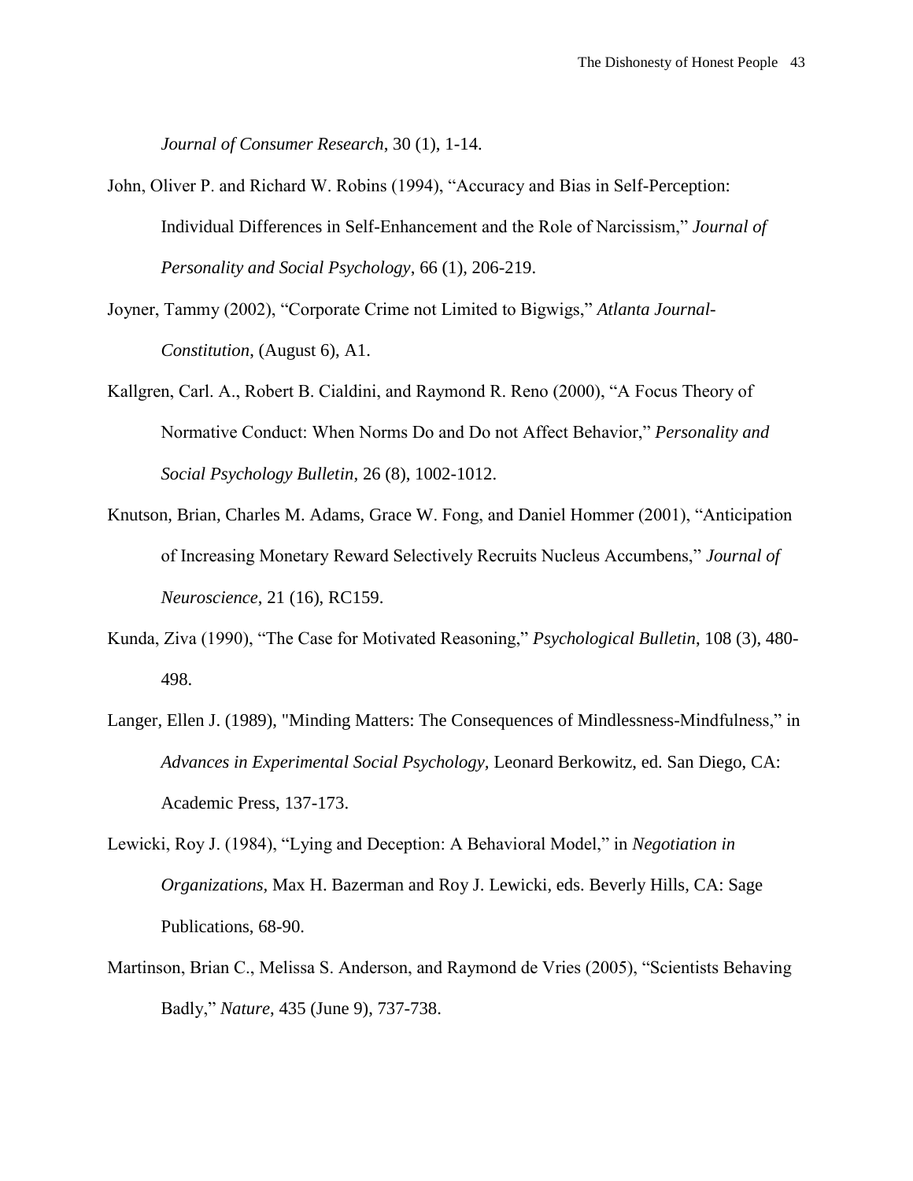*Journal of Consumer Research*, 30 (1), 1-14.

John, Oliver P. and Richard W. Robins (1994), "Accuracy and Bias in Self-Perception: Individual Differences in Self-Enhancement and the Role of Narcissism," *Journal of Personality and Social Psychology*, 66 (1), 206-219.

Joyner, Tammy (2002), "Corporate Crime not Limited to Bigwigs," *Atlanta Journal-Constitution*, (August 6), A1.

Kallgren, Carl. A., Robert B. Cialdini, and Raymond R. Reno (2000), "A Focus Theory of Normative Conduct: When Norms Do and Do not Affect Behavior," *Personality and Social Psychology Bulletin*, 26 (8), 1002-1012.

Knutson, Brian, Charles M. Adams, Grace W. Fong, and Daniel Hommer (2001), "Anticipation of Increasing Monetary Reward Selectively Recruits Nucleus Accumbens," *Journal of Neuroscience*, 21 (16), RC159.

Kunda, Ziva (1990), "The Case for Motivated Reasoning," *Psychological Bulletin*, 108 (3), 480-498.

Langer, Ellen J. (1989), "Minding Matters: The Consequences of Mindlessness-Mindfulness," in *Advances in Experimental Social Psychology,* Leonard Berkowitz, ed. San Diego, CA: Academic Press, 137-173.

Lewicki, Roy J. (1984), "Lying and Deception: A Behavioral Model," in *Negotiation in Organizations,* Max H. Bazerman and Roy J. Lewicki, eds. Beverly Hills, CA: Sage Publications, 68-90.

Martinson, Brian C., Melissa S. Anderson, and Raymond de Vries (2005), "Scientists Behaving Badly," *Nature*, 435 (June 9), 737-738.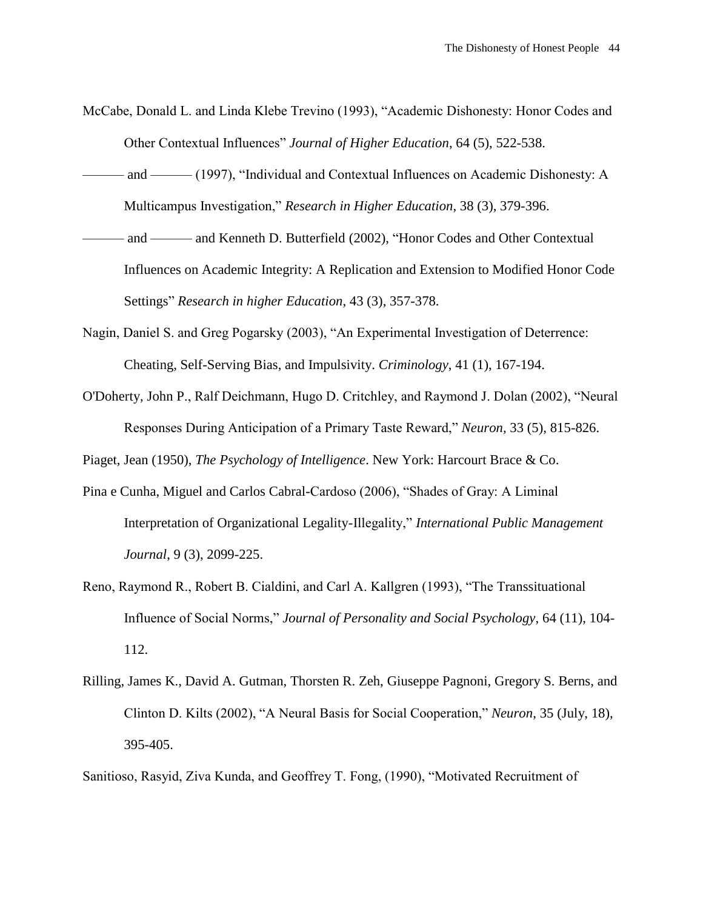McCabe, Donald L. and Linda Klebe Trevino (1993), "Academic Dishonesty: Honor Codes and Other Contextual Influences" *Journal of Higher Education*, 64 (5), 522-538.

——— and ——— (1997), "Individual and Contextual Influences on Academic Dishonesty: A Multicampus Investigation," *Research in Higher Education*, 38 (3), 379-396.

——— and ——— and Kenneth D. Butterfield (2002), "Honor Codes and Other Contextual Influences on Academic Integrity: A Replication and Extension to Modified Honor Code Settings" *Research in higher Education*, 43 (3), 357-378.

Nagin, Daniel S. and Greg Pogarsky (2003), "An Experimental Investigation of Deterrence: Cheating, Self-Serving Bias, and Impulsivity. *Criminology*, 41 (1), 167-194.

O'Doherty, John P., Ralf Deichmann, Hugo D. Critchley, and Raymond J. Dolan (2002), "Neural Responses During Anticipation of a Primary Taste Reward," *Neuron*, 33 (5), 815-826.

Piaget, Jean (1950), *The Psychology of Intelligence*. New York: Harcourt Brace & Co.

Pina e Cunha, Miguel and Carlos Cabral-Cardoso (2006), "Shades of Gray: A Liminal Interpretation of Organizational Legality-Illegality," *International Public Management Journal*, 9 (3), 2099-225.

Reno, Raymond R., Robert B. Cialdini, and Carl A. Kallgren (1993), "The Transsituational Influence of Social Norms," *Journal of Personality and Social Psychology*, 64 (11), 104-112.

Rilling, James K., David A. Gutman, Thorsten R. Zeh, Giuseppe Pagnoni, Gregory S. Berns, and Clinton D. Kilts (2002), "A Neural Basis for Social Cooperation," *Neuron*, 35 (July, 18), 395-405.

Sanitioso, Rasyid, Ziva Kunda, and Geoffrey T. Fong, (1990), "Motivated Recruitment of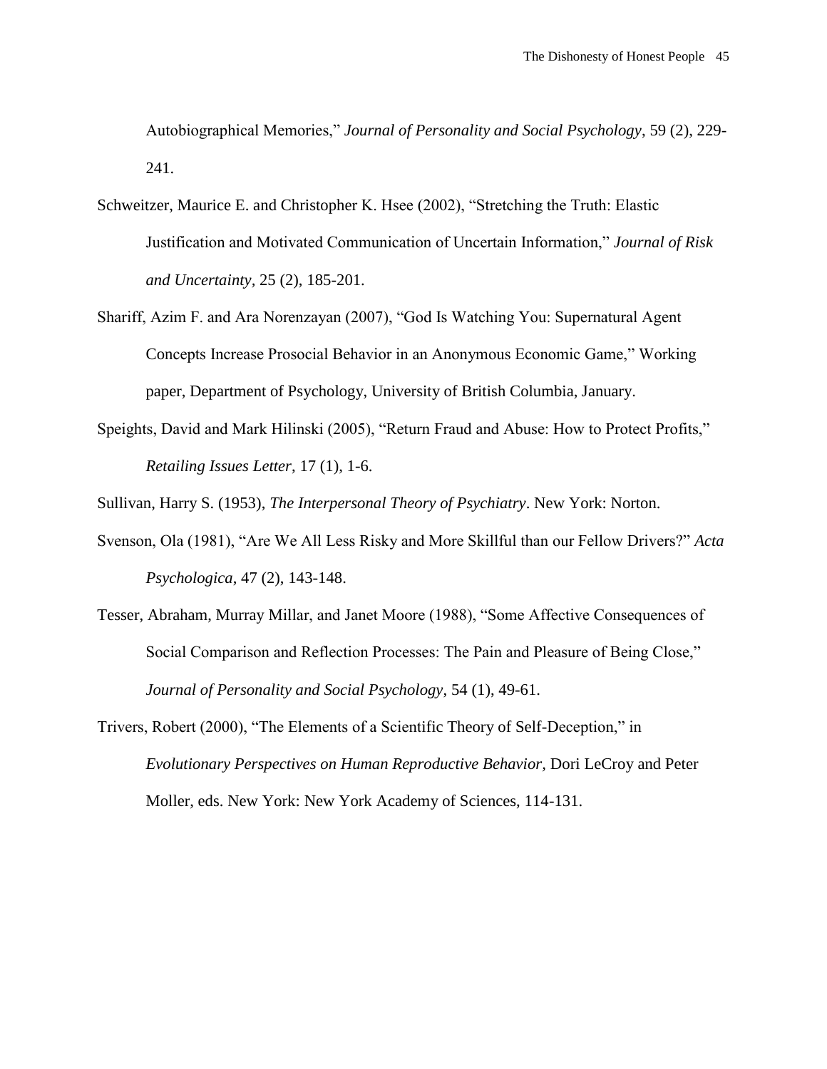Autobiographical Memories," *Journal of Personality and Social Psychology*, 59 (2), 229-241.

Schweitzer, Maurice E. and Christopher K. Hsee (2002), "Stretching the Truth: Elastic Justification and Motivated Communication of Uncertain Information," *Journal of Risk and Uncertainty*, 25 (2), 185-201.

Shariff, Azim F. and Ara Norenzayan (2007), "God Is Watching You: Supernatural Agent Concepts Increase Prosocial Behavior in an Anonymous Economic Game," Working paper, Department of Psychology, University of British Columbia, January.

Speights, David and Mark Hilinski (2005), "Return Fraud and Abuse: How to Protect Profits," *Retailing Issues Letter*, 17 (1), 1-6.

Sullivan, Harry S. (1953), *The Interpersonal Theory of Psychiatry*. New York: Norton.

Svenson, Ola (1981), "Are We All Less Risky and More Skillful than our Fellow Drivers?" *Acta Psychologica*, 47 (2), 143-148.

Tesser, Abraham, Murray Millar, and Janet Moore (1988), "Some Affective Consequences of Social Comparison and Reflection Processes: The Pain and Pleasure of Being Close," *Journal of Personality and Social Psychology*, 54 (1), 49-61.

Trivers, Robert (2000), "The Elements of a Scientific Theory of Self-Deception," in *Evolutionary Perspectives on Human Reproductive Behavior*, Dori LeCroy and Peter Moller, eds. New York: New York Academy of Sciences, 114-131.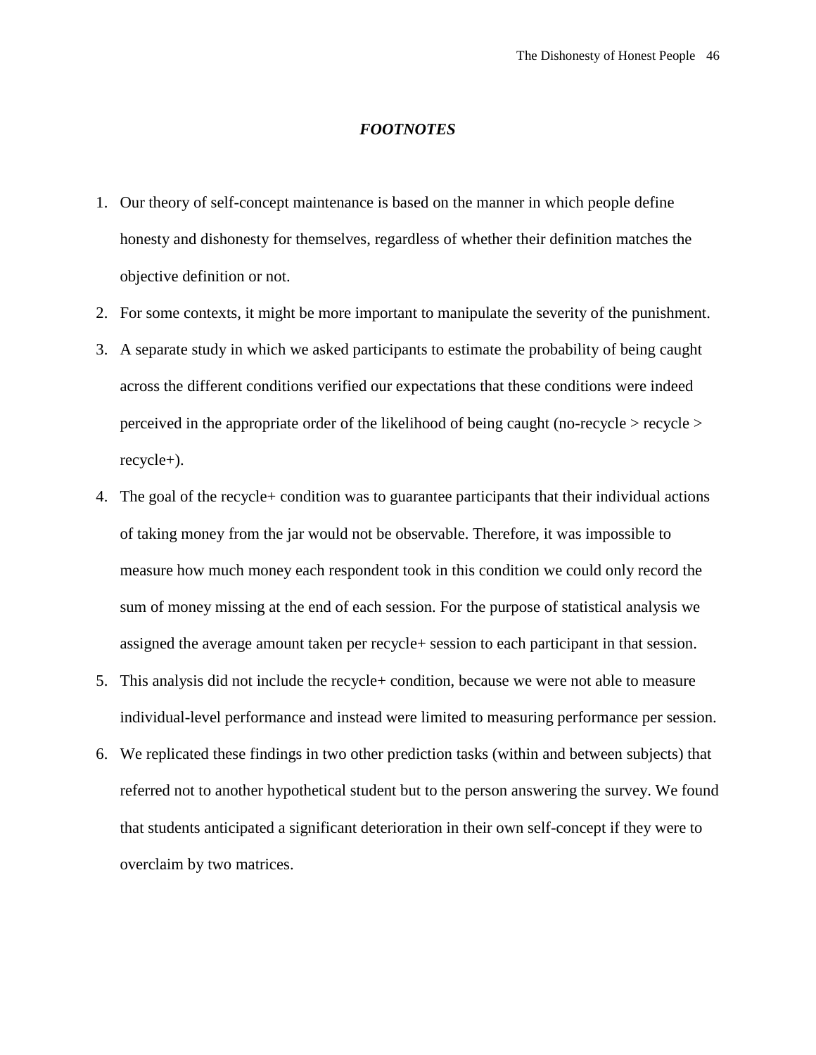## *FOOTNOTES*

1. Our theory of self-concept maintenance is based on the manner in which people define honesty and dishonesty for themselves, regardless of whether their definition matches the objective definition or not.
2. For some contexts, it might be more important to manipulate the severity of the punishment.
3. A separate study in which we asked participants to estimate the probability of being caught across the different conditions verified our expectations that these conditions were indeed perceived in the appropriate order of the likelihood of being caught (no-recycle > recycle > recycle+).
4. The goal of the recycle+ condition was to guarantee participants that their individual actions of taking money from the jar would not be observable. Therefore, it was impossible to measure how much money each respondent took in this condition we could only record the sum of money missing at the end of each session. For the purpose of statistical analysis we assigned the average amount taken per recycle+ session to each participant in that session.
5. This analysis did not include the recycle+ condition, because we were not able to measure individual-level performance and instead were limited to measuring performance per session.
6. We replicated these findings in two other prediction tasks (within and between subjects) that referred not to another hypothetical student but to the person answering the survey. We found that students anticipated a significant deterioration in their own self-concept if they were to overclaim by two matrices.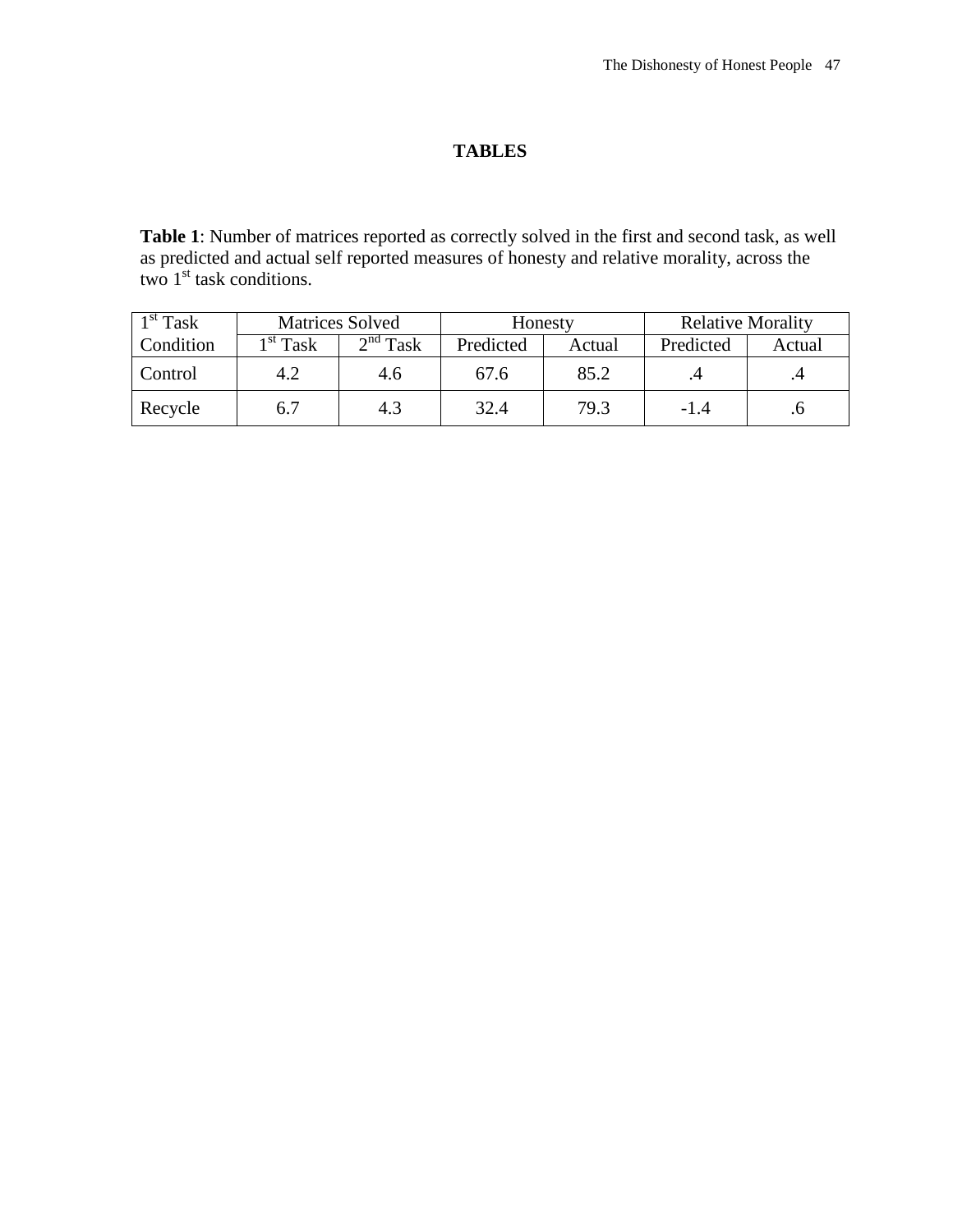# TABLES

**Table 1**: Number of matrices reported as correctly solved in the first and second task, as well as predicted and actual self reported measures of honesty and relative morality, across the two 1st task conditions.

| 1st Task | Matrices Solved | | Honesty | | Relative Morality | |
|---|---|---|---|---|---|---|
| Condition | 1st Task | 2nd Task | Predicted | Actual | Predicted | Actual |
| Control | 4.2 | 4.6 | 67.6 | 85.2 | .4 | .4 |
| Recycle | 6.7 | 4.3 | 32.4 | 79.3 | -1.4 | .6 |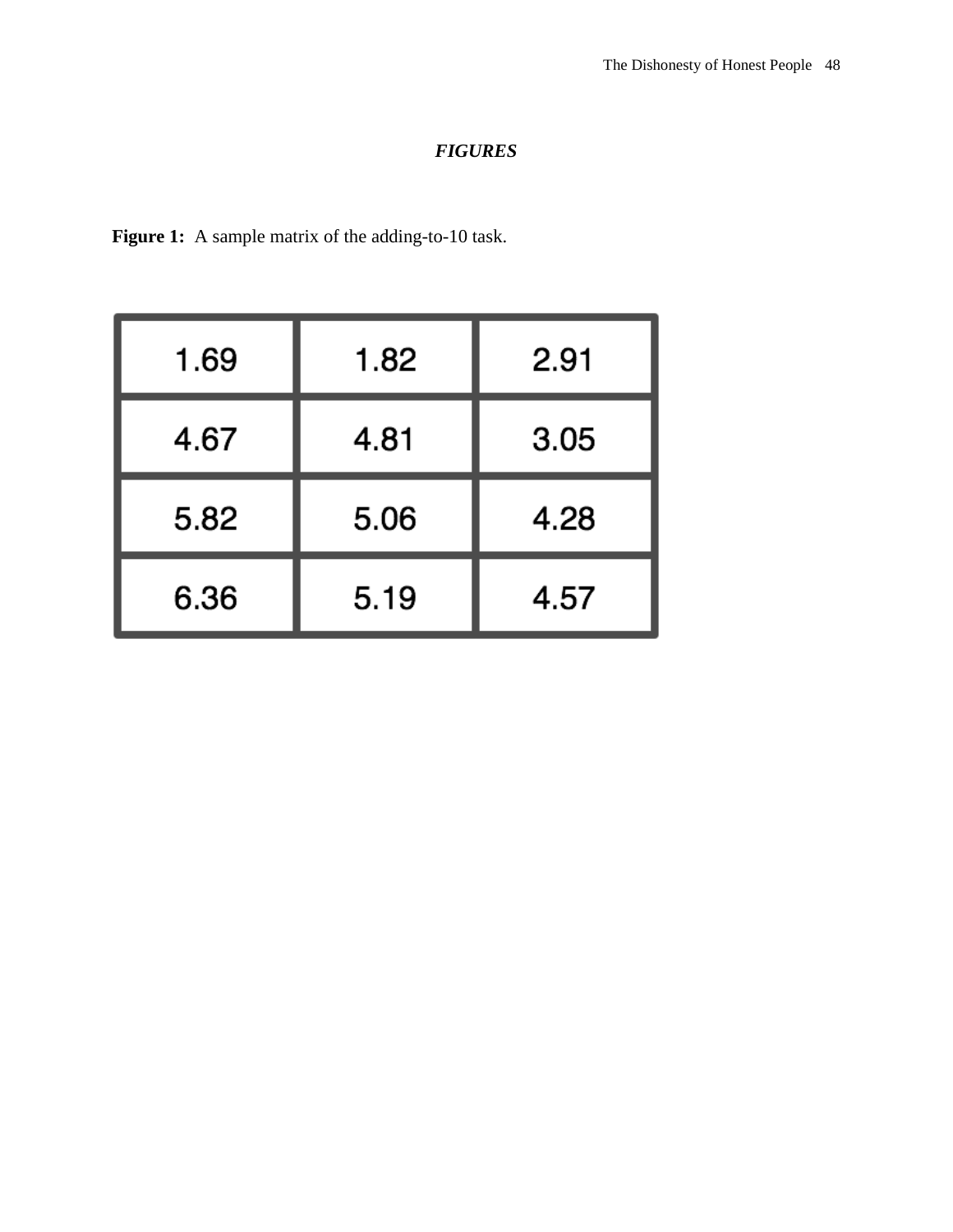## *FIGURES*

**Figure 1:** A sample matrix of the adding-to-10 task.

| | | |
|---|---|---|
| 1.69 | 1.82 | 2.91 |
| 4.67 | 4.81 | 3.05 |
| 5.82 | 5.06 | 4.28 |
| 6.36 | 5.19 | 4.57 |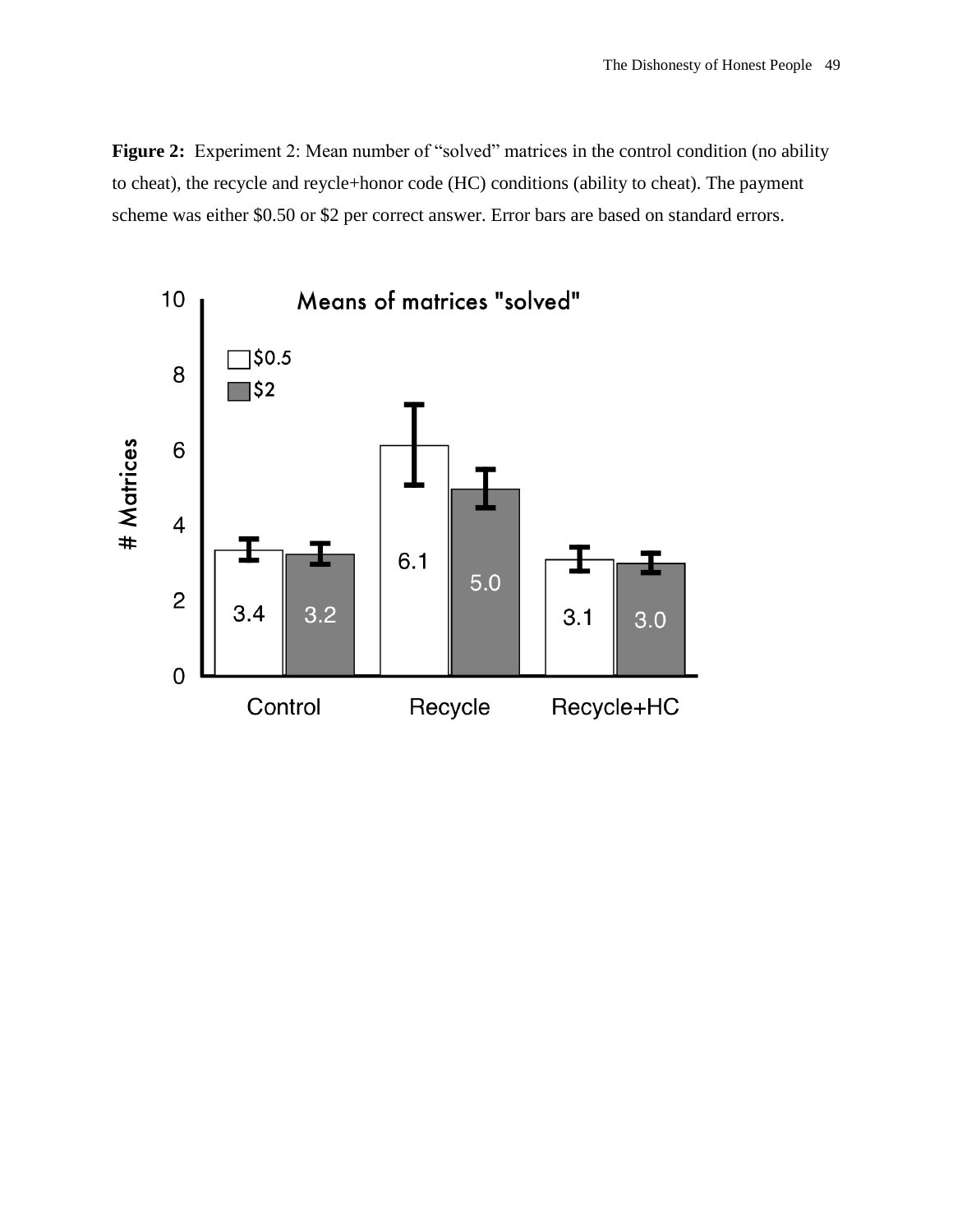**Figure 2:** Experiment 2: Mean number of "solved" matrices in the control condition (no ability to cheat), the recycle and reycle+honor code (HC) conditions (ability to cheat). The payment scheme was either \$0.50 or \$2 per correct answer. Error bars are based on standard errors.

Means of matrices "solved"

\$0.5

\$2

# Matrices

10

8

6

4

2

0

3.4

3.2

6.1

5.0

3.1

3.0

Control

Recycle

Recycle+HC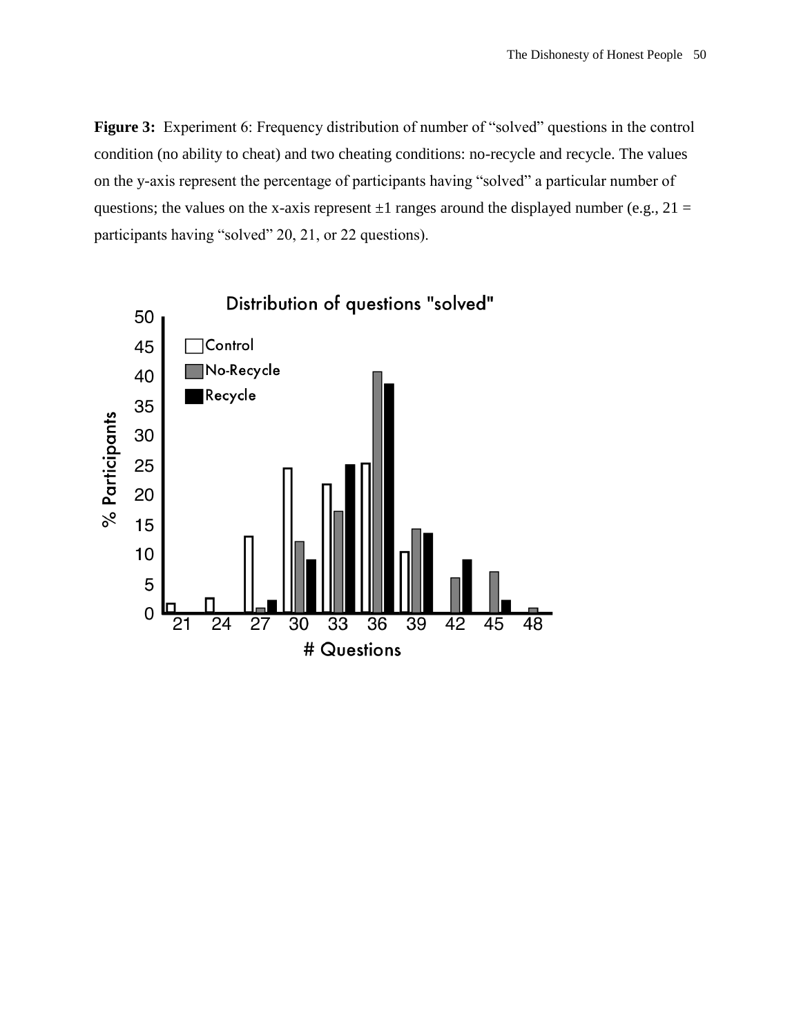**Figure 3:** Experiment 6: Frequency distribution of number of "solved" questions in the control condition (no ability to cheat) and two cheating conditions: no-recycle and recycle. The values on the y-axis represent the percentage of participants having "solved" a particular number of questions; the values on the x-axis represent ±1 ranges around the displayed number (e.g., 21 = participants having "solved" 20, 21, or 22 questions).

Distribution of questions "solved"

Control
No-Recycle
Recycle

% Participants

50
45
40
35
30
25
20
15
10
5
0

21 24 27 30 33 36 39 42 45 48

# Questions